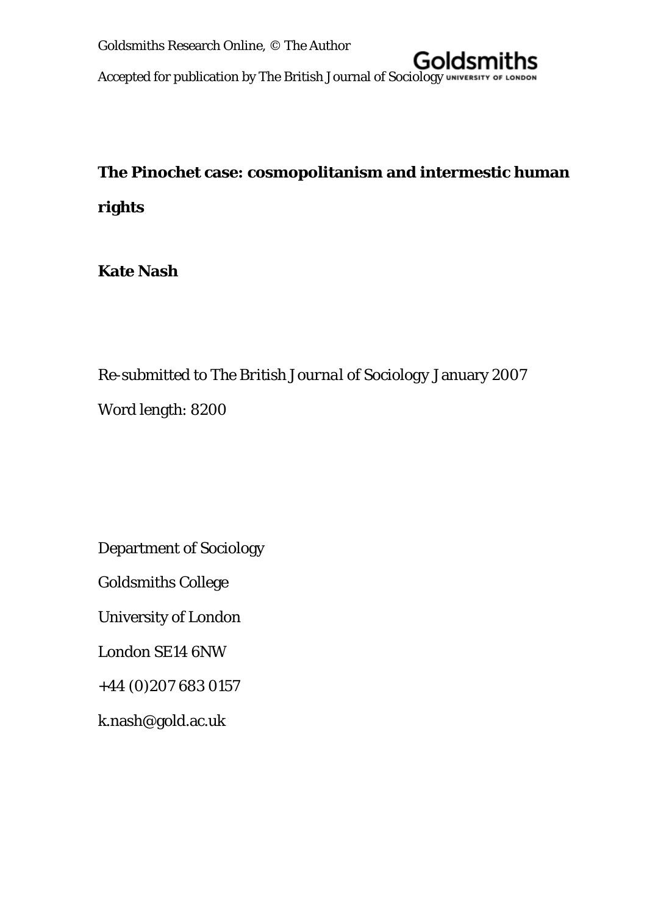Goldsmiths Research Online, © The Author

Accepted for publication by The British Journal of Sociology

# The Pinochet case: cosmopolitanism and intermestic human rights

**Kate Nash**

Re-submitted to *The British Journal of Sociology* January 2007

Word length: 8200

Department of Sociology

Goldsmiths College

University of London

London SE14 6NW

+44 (0)207 683 0157

k.nash@gold.ac.uk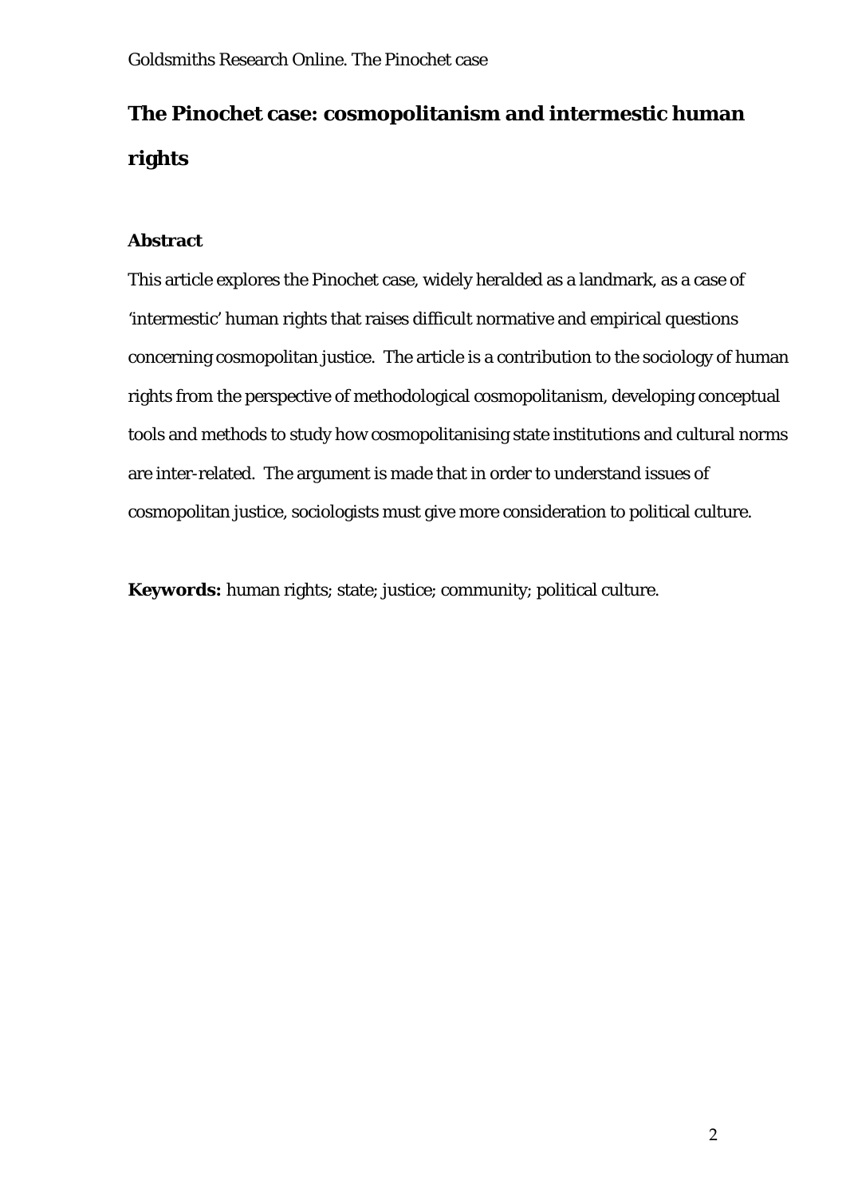# The Pinochet case: cosmopolitanism and intermestic human rights

## Abstract

This article explores the Pinochet case, widely heralded as a landmark, as a case of 'intermestic' human rights that raises difficult normative and empirical questions concerning cosmopolitan justice. The article is a contribution to the sociology of human rights from the perspective of methodological cosmopolitanism, developing conceptual tools and methods to study how cosmopolitanising state institutions and cultural norms are inter-related. The argument is made that in order to understand issues of cosmopolitan justice, sociologists must give more consideration to political culture.

**Keywords:** human rights; state; justice; community; political culture.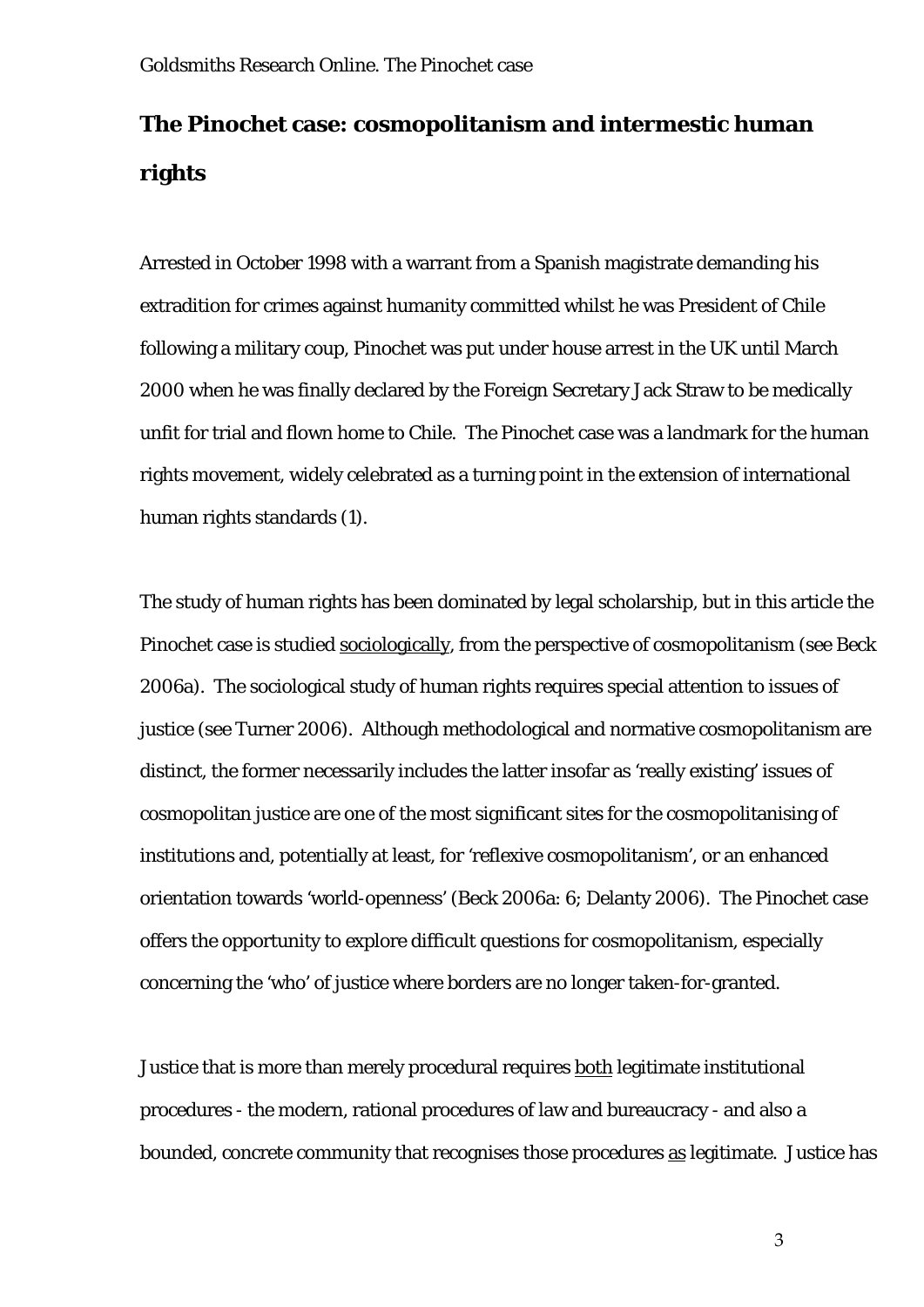# The Pinochet case: cosmopolitanism and intermestic human rights

Arrested in October 1998 with a warrant from a Spanish magistrate demanding his extradition for crimes against humanity committed whilst he was President of Chile following a military coup, Pinochet was put under house arrest in the UK until March 2000 when he was finally declared by the Foreign Secretary Jack Straw to be medically unfit for trial and flown home to Chile. The Pinochet case was a landmark for the human rights movement, widely celebrated as a turning point in the extension of international human rights standards (1).

The study of human rights has been dominated by legal scholarship, but in this article the Pinochet case is studied <u>sociologically</u>, from the perspective of cosmopolitanism (see Beck 2006a). The sociological study of human rights requires special attention to issues of justice (see Turner 2006). Although methodological and normative cosmopolitanism are distinct, the former necessarily includes the latter insofar as 'really existing' issues of cosmopolitan justice are one of the most significant sites for the cosmopolitanising of institutions and, potentially at least, for 'reflexive cosmopolitanism', or an enhanced orientation towards 'world-openness' (Beck 2006a: 6; Delanty 2006). The Pinochet case offers the opportunity to explore difficult questions for cosmopolitanism, especially concerning the 'who' of justice where borders are no longer taken-for-granted.

Justice that is more than merely procedural requires <u>both</u> legitimate institutional procedures - the modern, rational procedures of law and bureaucracy - and also a bounded, concrete community that recognises those procedures <u>as</u> legitimate. Justice has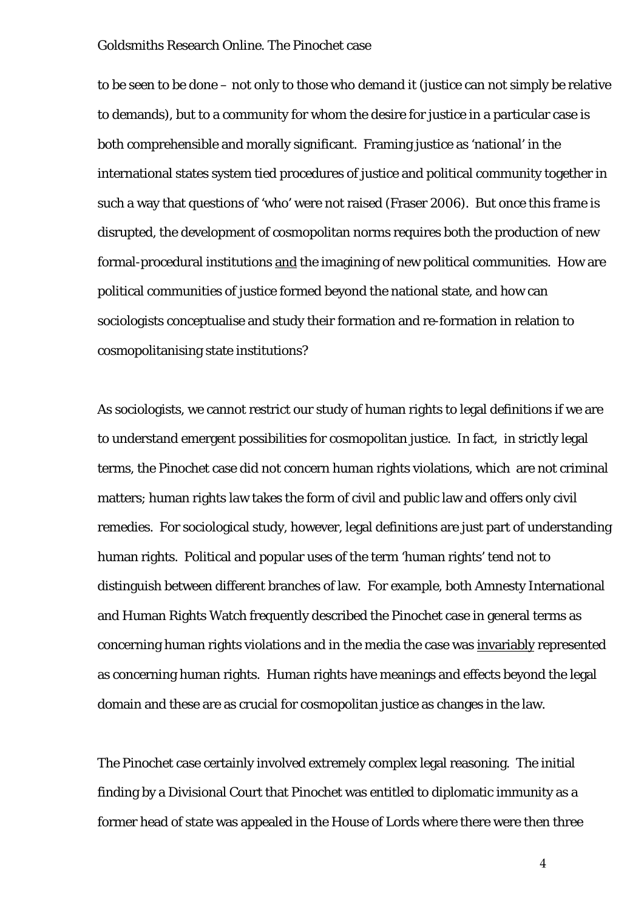to be seen to be done – not only to those who demand it (justice can not simply be relative to demands), but to a community for whom the desire for justice in a particular case is both comprehensible and morally significant. Framing justice as 'national' in the international states system tied procedures of justice and political community together in such a way that questions of 'who' were not raised (Fraser 2006). But once this frame is disrupted, the development of cosmopolitan norms requires both the production of new formal-procedural institutions <u>and</u> the imagining of new political communities. How are political communities of justice formed beyond the national state, and how can sociologists conceptualise and study their formation and re-formation in relation to cosmopolitanising state institutions?

As sociologists, we cannot restrict our study of human rights to legal definitions if we are to understand emergent possibilities for cosmopolitan justice. In fact, in strictly legal terms, the Pinochet case did not concern human rights violations, which are not criminal matters; human rights law takes the form of civil and public law and offers only civil remedies. For sociological study, however, legal definitions are just part of understanding human rights. Political and popular uses of the term 'human rights' tend not to distinguish between different branches of law. For example, both Amnesty International and Human Rights Watch frequently described the Pinochet case in general terms as concerning human rights violations and in the media the case was <u>invariably</u> represented as concerning human rights. Human rights have meanings and effects beyond the legal domain and these are as crucial for cosmopolitan justice as changes in the law.

The Pinochet case certainly involved extremely complex legal reasoning. The initial finding by a Divisional Court that Pinochet was entitled to diplomatic immunity as a former head of state was appealed in the House of Lords where there were then three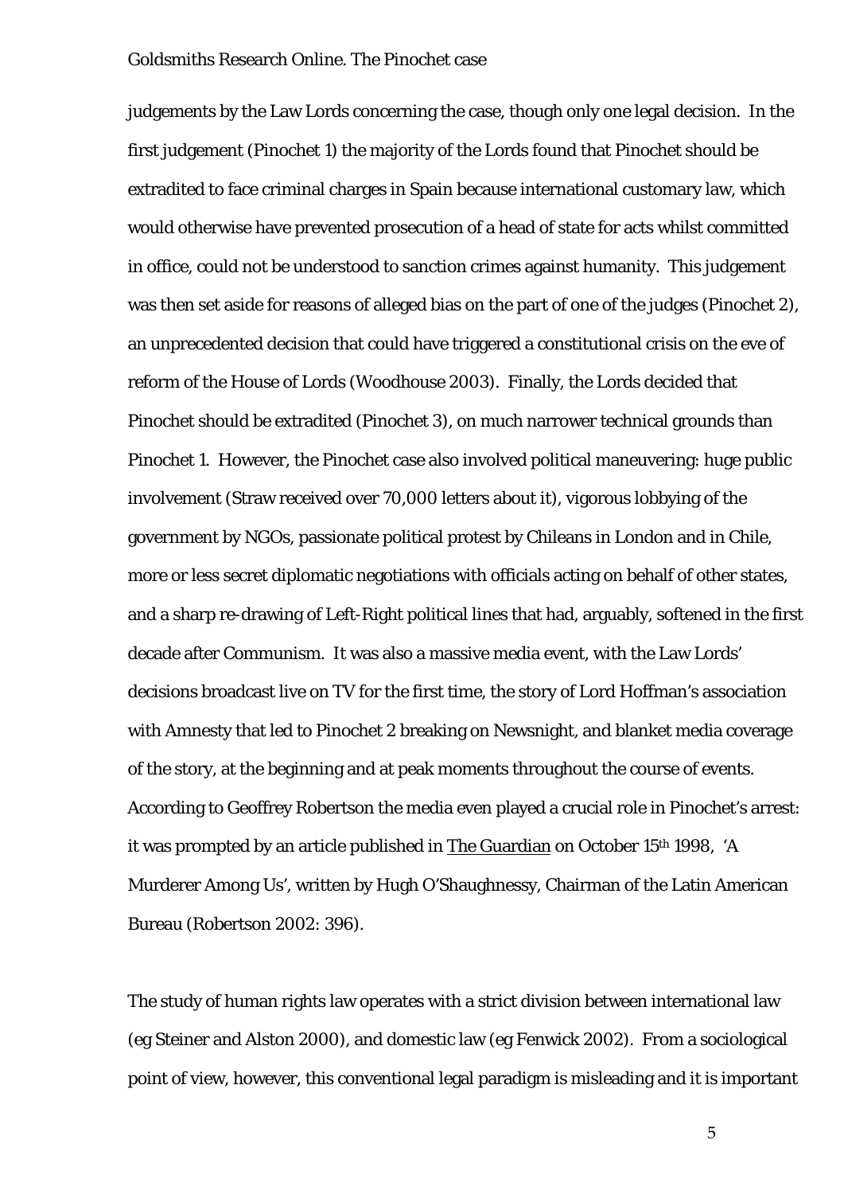judgements by the Law Lords concerning the case, though only one legal decision. In the first judgement (Pinochet 1) the majority of the Lords found that Pinochet should be extradited to face criminal charges in Spain because international customary law, which would otherwise have prevented prosecution of a head of state for acts whilst committed in office, could not be understood to sanction crimes against humanity. This judgement was then set aside for reasons of alleged bias on the part of one of the judges (Pinochet 2), an unprecedented decision that could have triggered a constitutional crisis on the eve of reform of the House of Lords (Woodhouse 2003). Finally, the Lords decided that Pinochet should be extradited (Pinochet 3), on much narrower technical grounds than Pinochet 1. However, the Pinochet case also involved political maneuvering: huge public involvement (Straw received over 70,000 letters about it), vigorous lobbying of the government by NGOs, passionate political protest by Chileans in London and in Chile, more or less secret diplomatic negotiations with officials acting on behalf of other states, and a sharp re-drawing of Left-Right political lines that had, arguably, softened in the first decade after Communism. It was also a massive media event, with the Law Lords' decisions broadcast live on TV for the first time, the story of Lord Hoffman's association with Amnesty that led to Pinochet 2 breaking on Newsnight, and blanket media coverage of the story, at the beginning and at peak moments throughout the course of events. According to Geoffrey Robertson the media even played a crucial role in Pinochet's arrest: it was prompted by an article published in The Guardian on October 15th 1998, 'A Murderer Among Us', written by Hugh O'Shaughnessy, Chairman of the Latin American Bureau (Robertson 2002: 396).

The study of human rights law operates with a strict division between international law (eg Steiner and Alston 2000), and domestic law (eg Fenwick 2002). From a sociological point of view, however, this conventional legal paradigm is misleading and it is important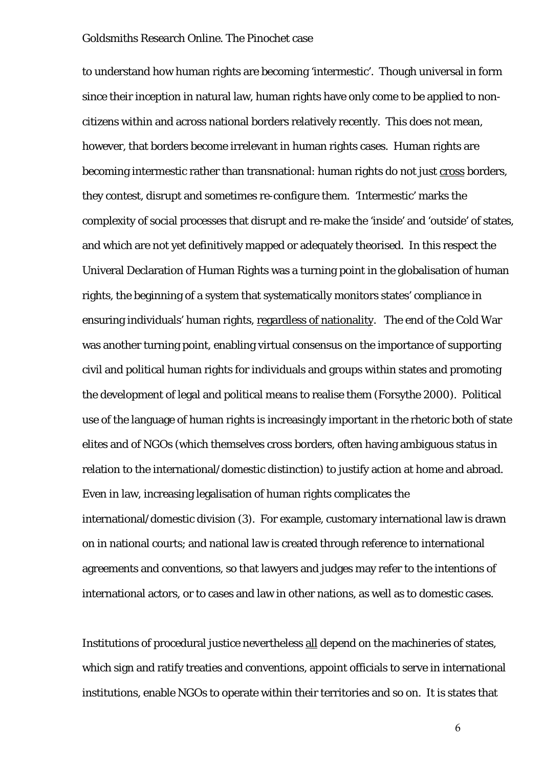to understand how human rights are becoming 'intermestic'. Though universal in form since their inception in natural law, human rights have only come to be applied to non-citizens within and across national borders relatively recently. This does not mean, however, that borders become irrelevant in human rights cases. Human rights are becoming intermestic rather than transnational: human rights do not just <u>cross</u> borders, they contest, disrupt and sometimes re-configure them. 'Intermestic' marks the complexity of social processes that disrupt and re-make the 'inside' and 'outside' of states, and which are not yet definitively mapped or adequately theorised. In this respect the Univeral Declaration of Human Rights was a turning point in the globalisation of human rights, the beginning of a system that systematically monitors states' compliance in ensuring individuals' human rights, <u>regardless of nationality</u>. The end of the Cold War was another turning point, enabling virtual consensus on the importance of supporting civil and political human rights for individuals and groups within states and promoting the development of legal and political means to realise them (Forsythe 2000). Political use of the language of human rights is increasingly important in the rhetoric both of state elites and of NGOs (which themselves cross borders, often having ambiguous status in relation to the international/domestic distinction) to justify action at home and abroad. Even in law, increasing legalisation of human rights complicates the international/domestic division (3). For example, customary international law is drawn on in national courts; and national law is created through reference to international agreements and conventions, so that lawyers and judges may refer to the intentions of international actors, or to cases and law in other nations, as well as to domestic cases.

Institutions of procedural justice nevertheless <u>all</u> depend on the machineries of states, which sign and ratify treaties and conventions, appoint officials to serve in international institutions, enable NGOs to operate within their territories and so on. It is states that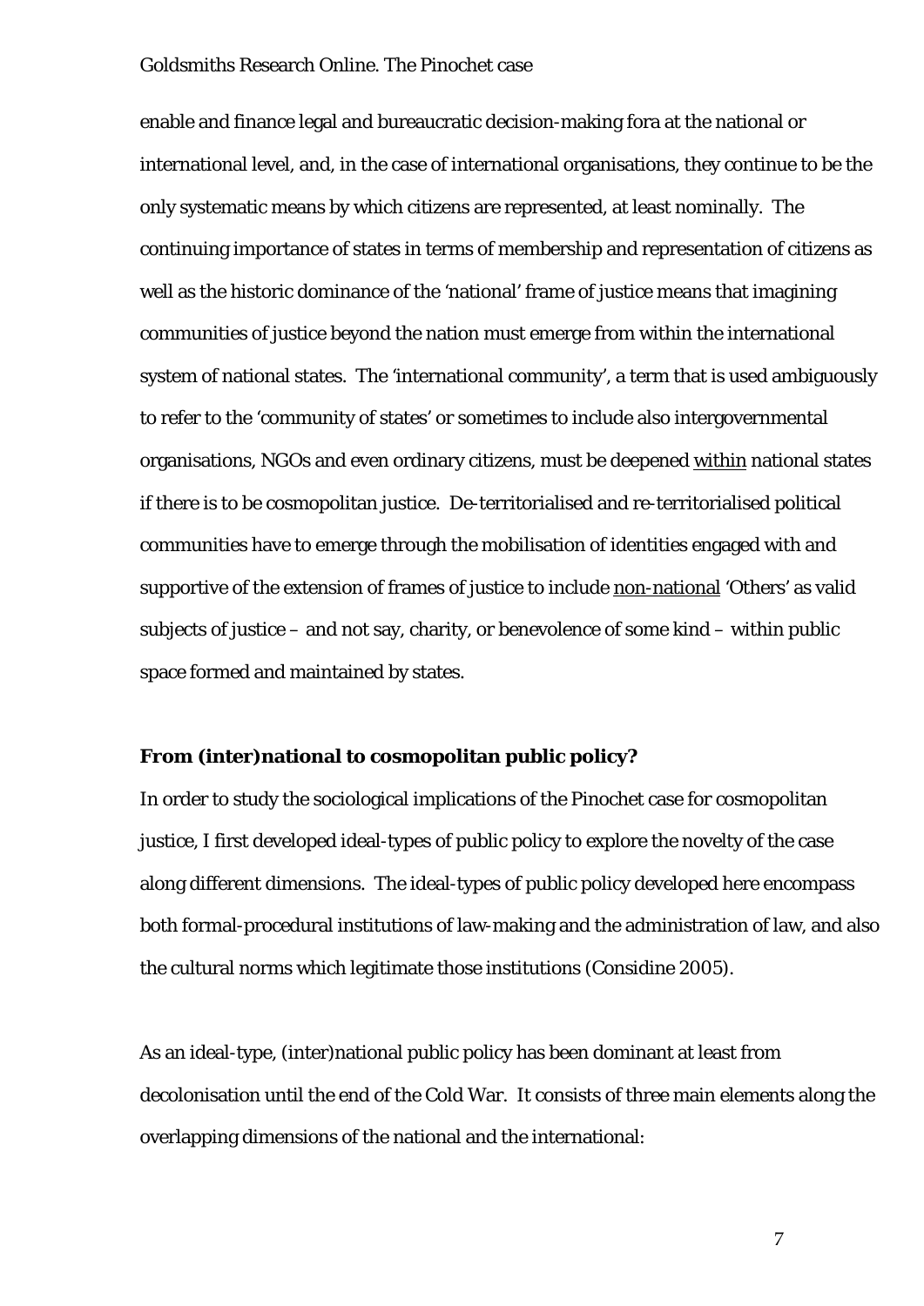enable and finance legal and bureaucratic decision-making fora at the national or international level, and, in the case of international organisations, they continue to be the only systematic means by which citizens are represented, at least nominally. The continuing importance of states in terms of membership and representation of citizens as well as the historic dominance of the 'national' frame of justice means that imagining communities of justice beyond the nation must emerge from within the international system of national states. The 'international community', a term that is used ambiguously to refer to the 'community of states' or sometimes to include also intergovernmental organisations, NGOs and even ordinary citizens, must be deepened <u>within</u> national states if there is to be cosmopolitan justice. De-territorialised and re-territorialised political communities have to emerge through the mobilisation of identities engaged with and supportive of the extension of frames of justice to include <u>non-national</u> 'Others' as valid subjects of justice – and not say, charity, or benevolence of some kind – within public space formed and maintained by states.

**From (inter)national to cosmopolitan public policy?**

In order to study the sociological implications of the Pinochet case for cosmopolitan justice, I first developed ideal-types of public policy to explore the novelty of the case along different dimensions. The ideal-types of public policy developed here encompass both formal-procedural institutions of law-making and the administration of law, and also the cultural norms which legitimate those institutions (Considine 2005).

As an ideal-type, (inter)national public policy has been dominant at least from decolonisation until the end of the Cold War. It consists of three main elements along the overlapping dimensions of the national and the international: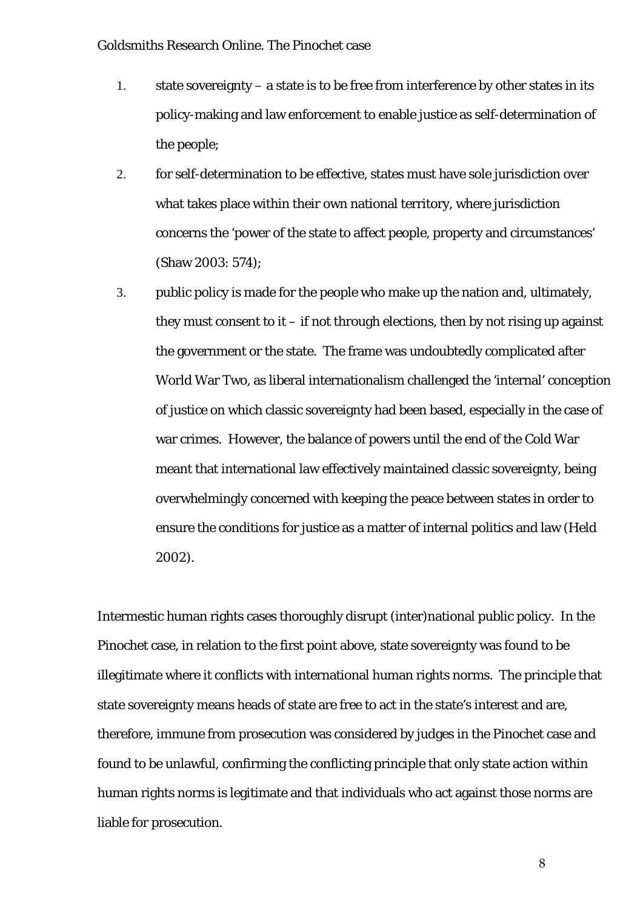1. state sovereignty – a state is to be free from interference by other states in its policy-making and law enforcement to enable justice as self-determination of the people;
2. for self-determination to be effective, states must have sole jurisdiction over what takes place within their own national territory, where jurisdiction concerns the 'power of the state to affect people, property and circumstances' (Shaw 2003: 574);
3. public policy is made for the people who make up the nation and, ultimately, they must consent to it – if not through elections, then by not rising up against the government or the state. The frame was undoubtedly complicated after World War Two, as liberal internationalism challenged the 'internal' conception of justice on which classic sovereignty had been based, especially in the case of war crimes. However, the balance of powers until the end of the Cold War meant that international law effectively maintained classic sovereignty, being overwhelmingly concerned with keeping the peace between states in order to ensure the conditions for justice as a matter of internal politics and law (Held 2002).

Intermestic human rights cases thoroughly disrupt (inter)national public policy. In the Pinochet case, in relation to the first point above, state sovereignty was found to be illegitimate where it conflicts with international human rights norms. The principle that state sovereignty means heads of state are free to act in the state's interest and are, therefore, immune from prosecution was considered by judges in the Pinochet case and found to be unlawful, confirming the conflicting principle that only state action within human rights norms is legitimate and that individuals who act against those norms are liable for prosecution.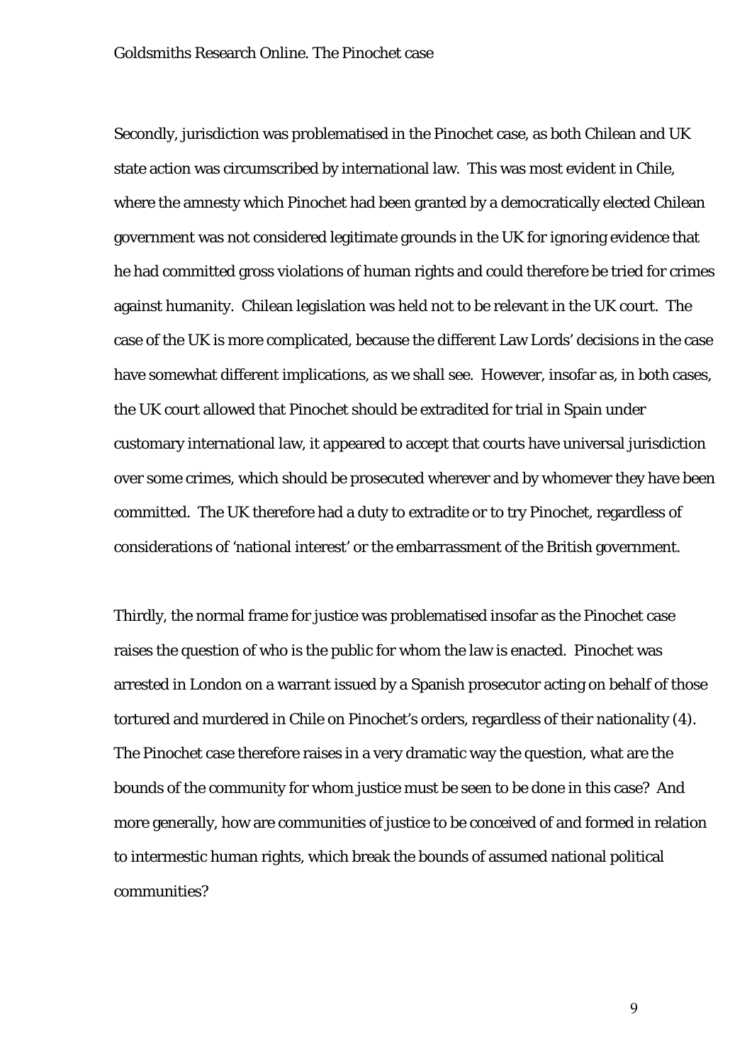Secondly, jurisdiction was problematised in the Pinochet case, as both Chilean and UK state action was circumscribed by international law. This was most evident in Chile, where the amnesty which Pinochet had been granted by a democratically elected Chilean government was not considered legitimate grounds in the UK for ignoring evidence that he had committed gross violations of human rights and could therefore be tried for crimes against humanity. Chilean legislation was held not to be relevant in the UK court. The case of the UK is more complicated, because the different Law Lords' decisions in the case have somewhat different implications, as we shall see. However, insofar as, in both cases, the UK court allowed that Pinochet should be extradited for trial in Spain under customary international law, it appeared to accept that courts have universal jurisdiction over some crimes, which should be prosecuted wherever and by whomever they have been committed. The UK therefore had a duty to extradite or to try Pinochet, regardless of considerations of 'national interest' or the embarrassment of the British government.

Thirdly, the normal frame for justice was problematised insofar as the Pinochet case raises the question of who is the public for whom the law is enacted. Pinochet was arrested in London on a warrant issued by a Spanish prosecutor acting on behalf of those tortured and murdered in Chile on Pinochet's orders, regardless of their nationality (4). The Pinochet case therefore raises in a very dramatic way the question, what are the bounds of the community for whom justice must be seen to be done in this case? And more generally, how are communities of justice to be conceived of and formed in relation to intermestic human rights, which break the bounds of assumed national political communities?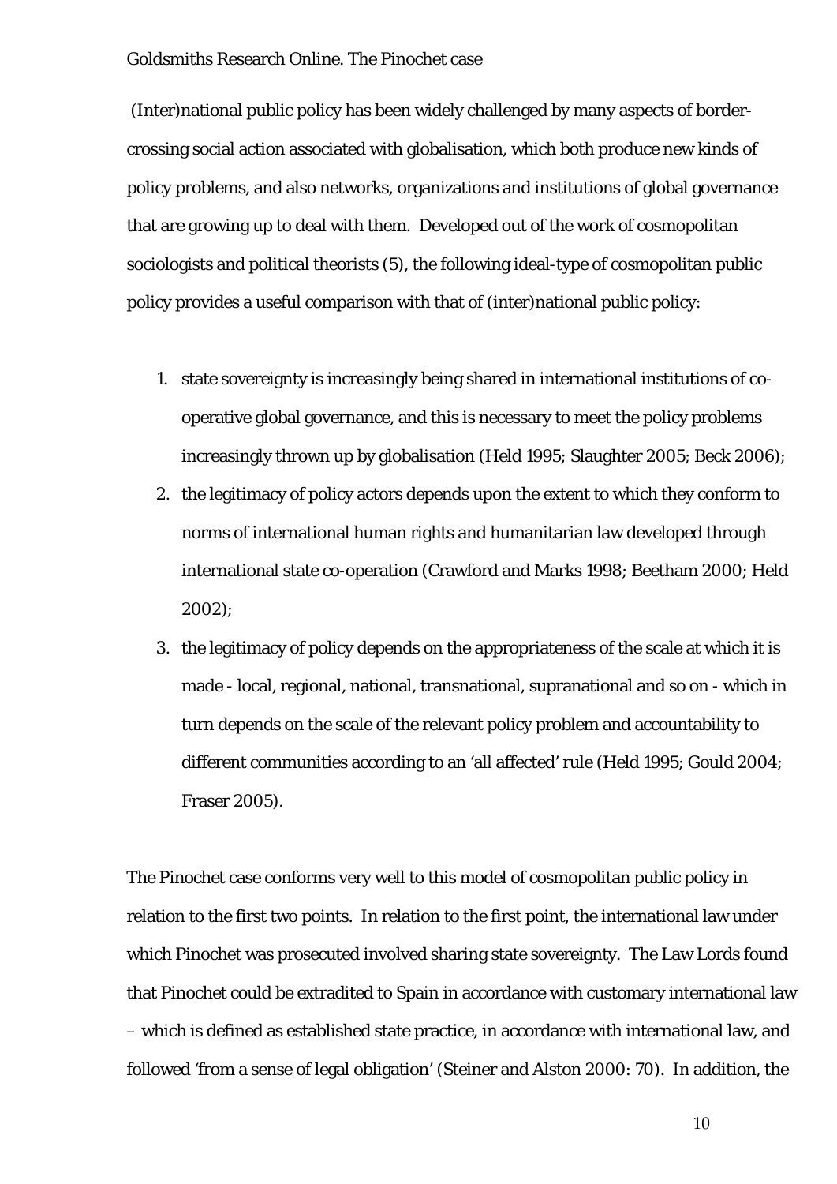(Inter)national public policy has been widely challenged by many aspects of border-crossing social action associated with globalisation, which both produce new kinds of policy problems, and also networks, organizations and institutions of global governance that are growing up to deal with them. Developed out of the work of cosmopolitan sociologists and political theorists (5), the following ideal-type of cosmopolitan public policy provides a useful comparison with that of (inter)national public policy:

1. state sovereignty is increasingly being shared in international institutions of co-operative global governance, and this is necessary to meet the policy problems increasingly thrown up by globalisation (Held 1995; Slaughter 2005; Beck 2006);
2. the legitimacy of policy actors depends upon the extent to which they conform to norms of international human rights and humanitarian law developed through international state co-operation (Crawford and Marks 1998; Beetham 2000; Held 2002);
3. the legitimacy of policy depends on the appropriateness of the scale at which it is made - local, regional, national, transnational, supranational and so on - which in turn depends on the scale of the relevant policy problem and accountability to different communities according to an 'all affected' rule (Held 1995; Gould 2004; Fraser 2005).

The Pinochet case conforms very well to this model of cosmopolitan public policy in relation to the first two points. In relation to the first point, the international law under which Pinochet was prosecuted involved sharing state sovereignty. The Law Lords found that Pinochet could be extradited to Spain in accordance with customary international law – which is defined as established state practice, in accordance with international law, and followed 'from a sense of legal obligation' (Steiner and Alston 2000: 70). In addition, the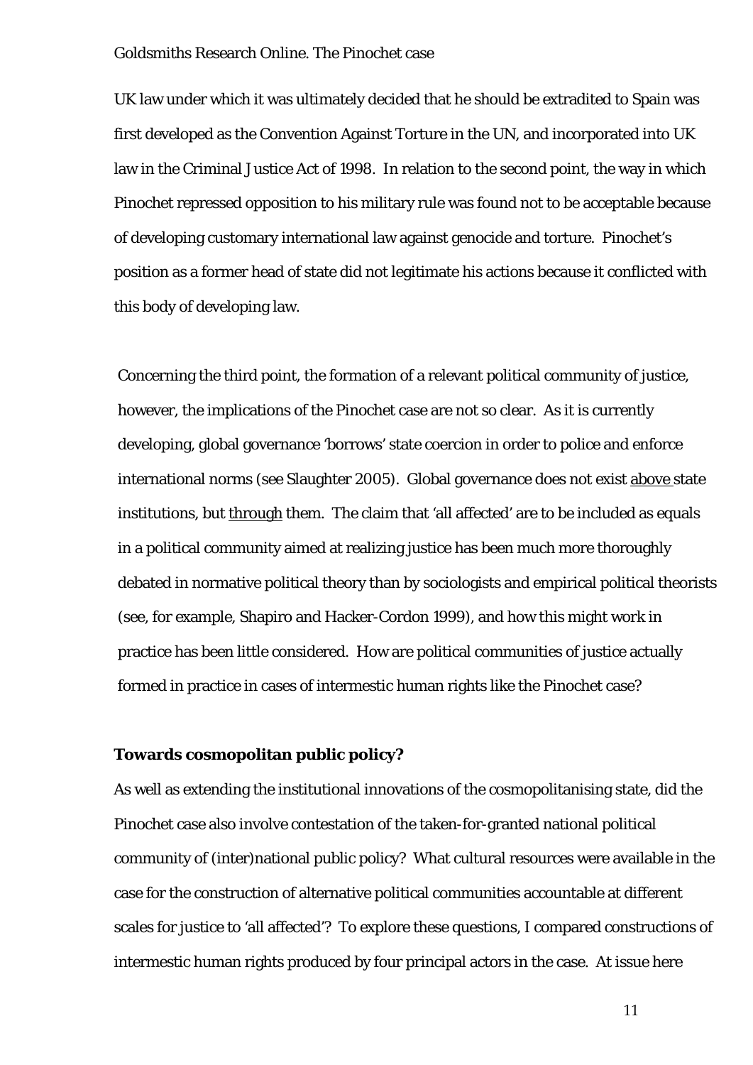UK law under which it was ultimately decided that he should be extradited to Spain was first developed as the Convention Against Torture in the UN, and incorporated into UK law in the Criminal Justice Act of 1998. In relation to the second point, the way in which Pinochet repressed opposition to his military rule was found not to be acceptable because of developing customary international law against genocide and torture. Pinochet's position as a former head of state did not legitimate his actions because it conflicted with this body of developing law.

Concerning the third point, the formation of a relevant political community of justice, however, the implications of the Pinochet case are not so clear. As it is currently developing, global governance 'borrows' state coercion in order to police and enforce international norms (see Slaughter 2005). Global governance does not exist <u>above</u> state institutions, but <u>through</u> them. The claim that 'all affected' are to be included as equals in a political community aimed at realizing justice has been much more thoroughly debated in normative political theory than by sociologists and empirical political theorists (see, for example, Shapiro and Hacker-Cordon 1999), and how this might work in practice has been little considered. How are political communities of justice actually formed in practice in cases of intermestic human rights like the Pinochet case?

**Towards cosmopolitan public policy?**

As well as extending the institutional innovations of the cosmopolitanising state, did the Pinochet case also involve contestation of the taken-for-granted national political community of (inter)national public policy? What cultural resources were available in the case for the construction of alternative political communities accountable at different scales for justice to 'all affected'? To explore these questions, I compared constructions of intermestic human rights produced by four principal actors in the case. At issue here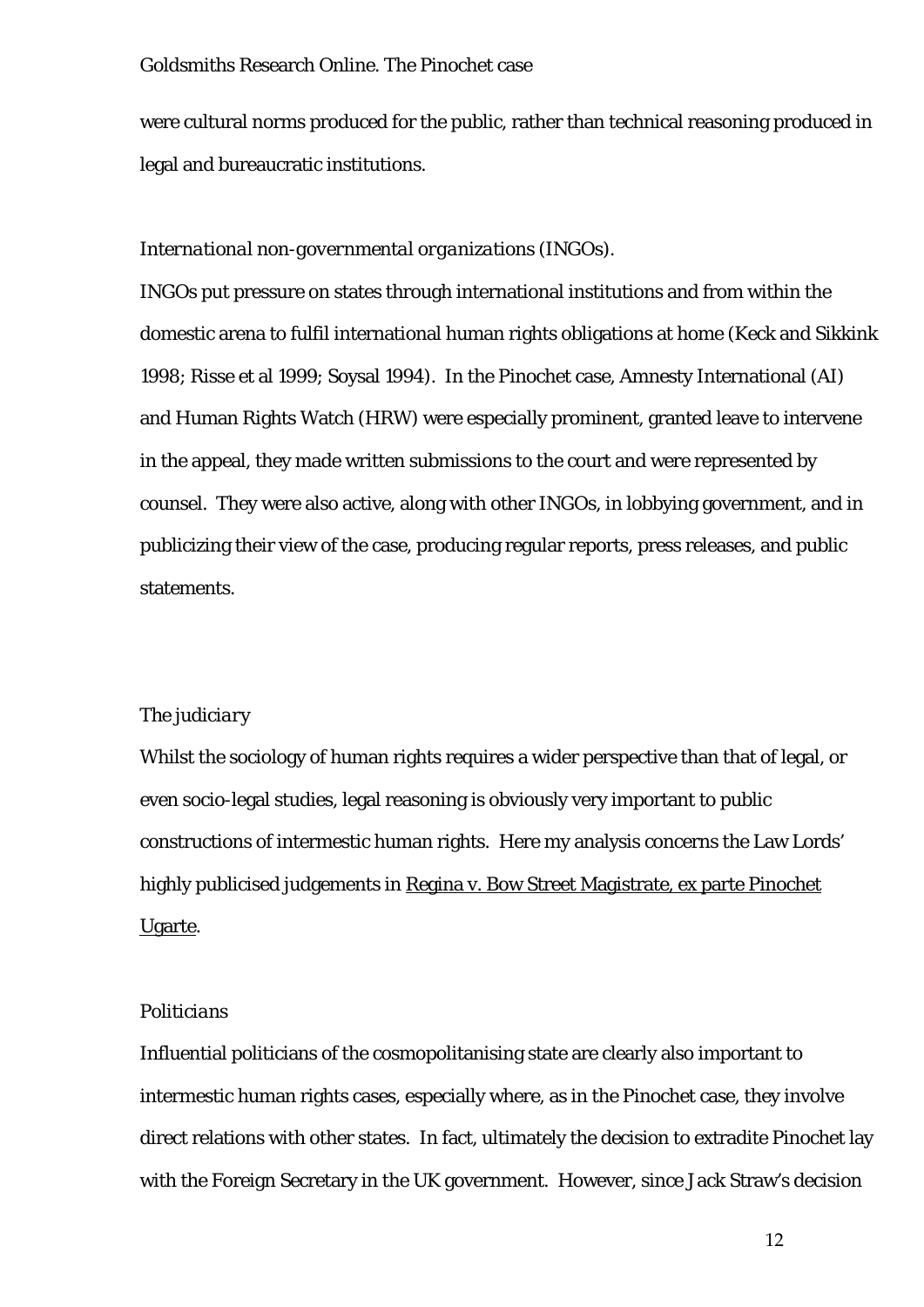were cultural norms produced for the public, rather than technical reasoning produced in legal and bureaucratic institutions.

*International non-governmental organizations (INGOs).*

INGOs put pressure on states through international institutions and from within the domestic arena to fulfil international human rights obligations at home (Keck and Sikkink 1998; Risse et al 1999; Soysal 1994). In the Pinochet case, Amnesty International (AI) and Human Rights Watch (HRW) were especially prominent, granted leave to intervene in the appeal, they made written submissions to the court and were represented by counsel. They were also active, along with other INGOs, in lobbying government, and in publicizing their view of the case, producing regular reports, press releases, and public statements.

*The judiciary*

Whilst the sociology of human rights requires a wider perspective than that of legal, or even socio-legal studies, legal reasoning is obviously very important to public constructions of intermestic human rights. Here my analysis concerns the Law Lords' highly publicised judgements in <u>Regina v. Bow Street Magistrate, ex parte Pinochet Ugarte</u>.

*Politicians*

Influential politicians of the cosmopolitanising state are clearly also important to intermestic human rights cases, especially where, as in the Pinochet case, they involve direct relations with other states. In fact, ultimately the decision to extradite Pinochet lay with the Foreign Secretary in the UK government. However, since Jack Straw's decision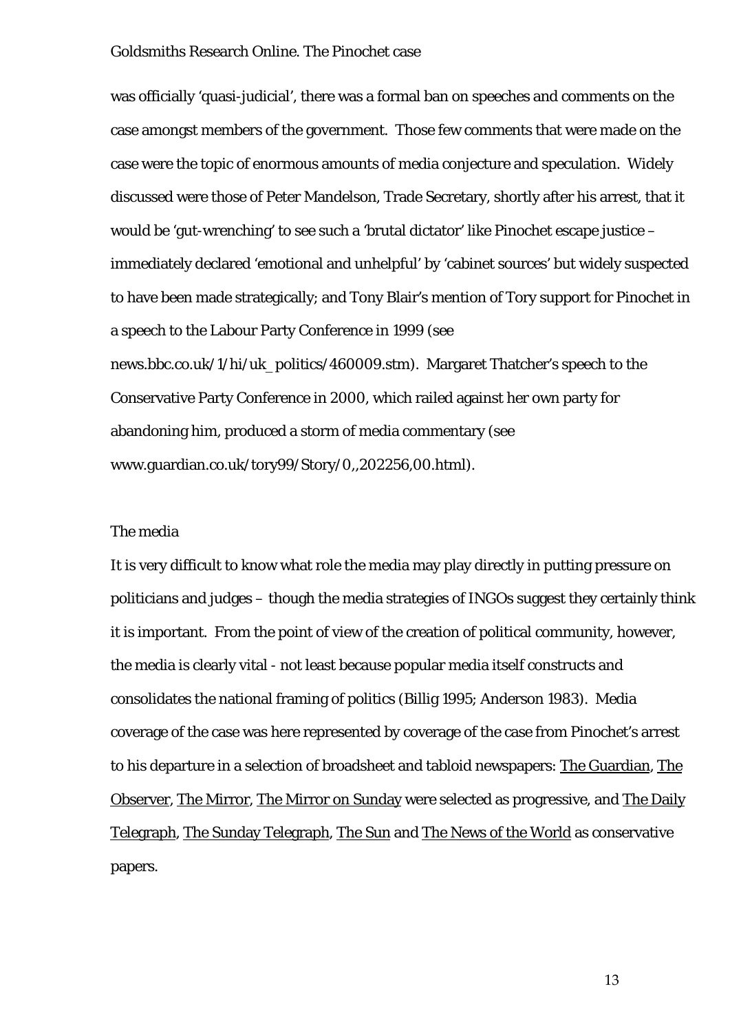was officially 'quasi-judicial', there was a formal ban on speeches and comments on the case amongst members of the government. Those few comments that were made on the case were the topic of enormous amounts of media conjecture and speculation. Widely discussed were those of Peter Mandelson, Trade Secretary, shortly after his arrest, that it would be 'gut-wrenching' to see such a 'brutal dictator' like Pinochet escape justice – immediately declared 'emotional and unhelpful' by 'cabinet sources' but widely suspected to have been made strategically; and Tony Blair's mention of Tory support for Pinochet in a speech to the Labour Party Conference in 1999 (see news.bbc.co.uk/1/hi/uk_politics/460009.stm). Margaret Thatcher's speech to the Conservative Party Conference in 2000, which railed against her own party for abandoning him, produced a storm of media commentary (see www.guardian.co.uk/tory99/Story/0,,202256,00.html).

## The media

It is very difficult to know what role the media may play directly in putting pressure on politicians and judges – though the media strategies of INGOs suggest they certainly think it is important. From the point of view of the creation of political community, however, the media is clearly vital - not least because popular media itself constructs and consolidates the national framing of politics (Billig 1995; Anderson 1983). Media coverage of the case was here represented by coverage of the case from Pinochet's arrest to his departure in a selection of broadsheet and tabloid newspapers: The Guardian, The Observer, The Mirror, The Mirror on Sunday were selected as progressive, and The Daily Telegraph, The Sunday Telegraph, The Sun and The News of the World as conservative papers.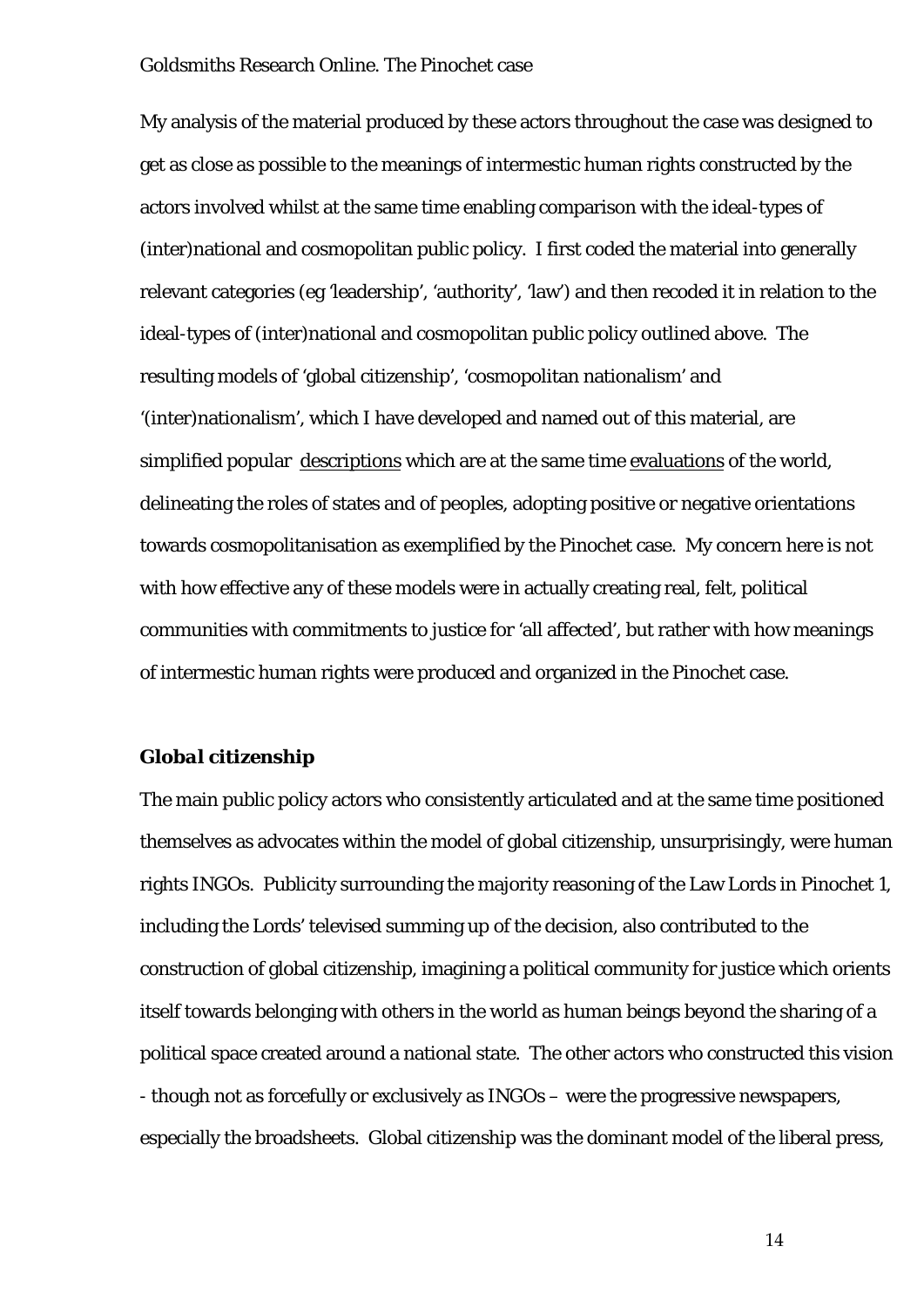My analysis of the material produced by these actors throughout the case was designed to get as close as possible to the meanings of intermestic human rights constructed by the actors involved whilst at the same time enabling comparison with the ideal-types of (inter)national and cosmopolitan public policy. I first coded the material into generally relevant categories (eg 'leadership', 'authority', 'law') and then recoded it in relation to the ideal-types of (inter)national and cosmopolitan public policy outlined above. The resulting models of 'global citizenship', 'cosmopolitan nationalism' and '(inter)nationalism', which I have developed and named out of this material, are simplified popular <u>descriptions</u> which are at the same time <u>evaluations</u> of the world, delineating the roles of states and of peoples, adopting positive or negative orientations towards cosmopolitanisation as exemplified by the Pinochet case. My concern here is not with how effective any of these models were in actually creating real, felt, political communities with commitments to justice for 'all affected', but rather with how meanings of intermestic human rights were produced and organized in the Pinochet case.

### *Global citizenship*

The main public policy actors who consistently articulated and at the same time positioned themselves as advocates within the model of global citizenship, unsurprisingly, were human rights INGOs. Publicity surrounding the majority reasoning of the Law Lords in Pinochet 1, including the Lords' televised summing up of the decision, also contributed to the construction of global citizenship, imagining a political community for justice which orients itself towards belonging with others in the world as human beings beyond the sharing of a political space created around a national state. The other actors who constructed this vision - though not as forcefully or exclusively as INGOs – were the progressive newspapers, especially the broadsheets. Global citizenship was the dominant model of the liberal press,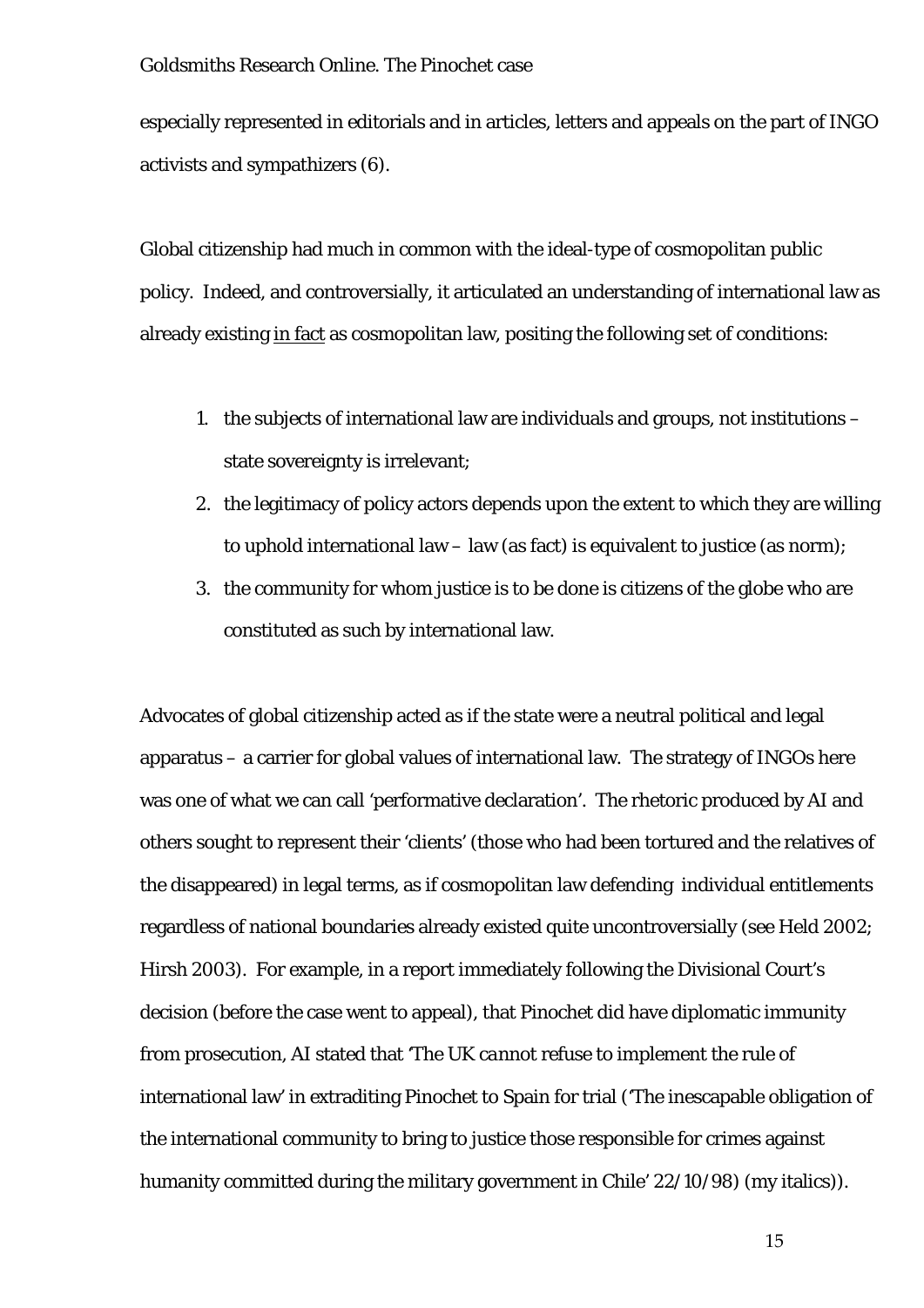especially represented in editorials and in articles, letters and appeals on the part of INGO activists and sympathizers (6).

Global citizenship had much in common with the ideal-type of cosmopolitan public policy. Indeed, and controversially, it articulated an understanding of international law as already existing <u>in fact</u> as cosmopolitan law, positing the following set of conditions:

1. the subjects of international law are individuals and groups, not institutions – state sovereignty is irrelevant;
2. the legitimacy of policy actors depends upon the extent to which they are willing to uphold international law – law (as fact) is equivalent to justice (as norm);
3. the community for whom justice is to be done is citizens of the globe who are constituted as such by international law.

Advocates of global citizenship acted as if the state were a neutral political and legal apparatus – a carrier for global values of international law. The strategy of INGOs here was one of what we can call 'performative declaration'. The rhetoric produced by AI and others sought to represent their 'clients' (those who had been tortured and the relatives of the disappeared) in legal terms, as if cosmopolitan law defending individual entitlements regardless of national boundaries already existed quite uncontroversially (see Held 2002; Hirsh 2003). For example, in a report immediately following the Divisional Court's decision (before the case went to appeal), that Pinochet did have diplomatic immunity from prosecution, AI stated that '*The UK cannot refuse to implement the rule of international law*' in extraditing Pinochet to Spain for trial ('The inescapable obligation of the international community to bring to justice those responsible for crimes against humanity committed during the military government in Chile' 22/10/98) (my italics)).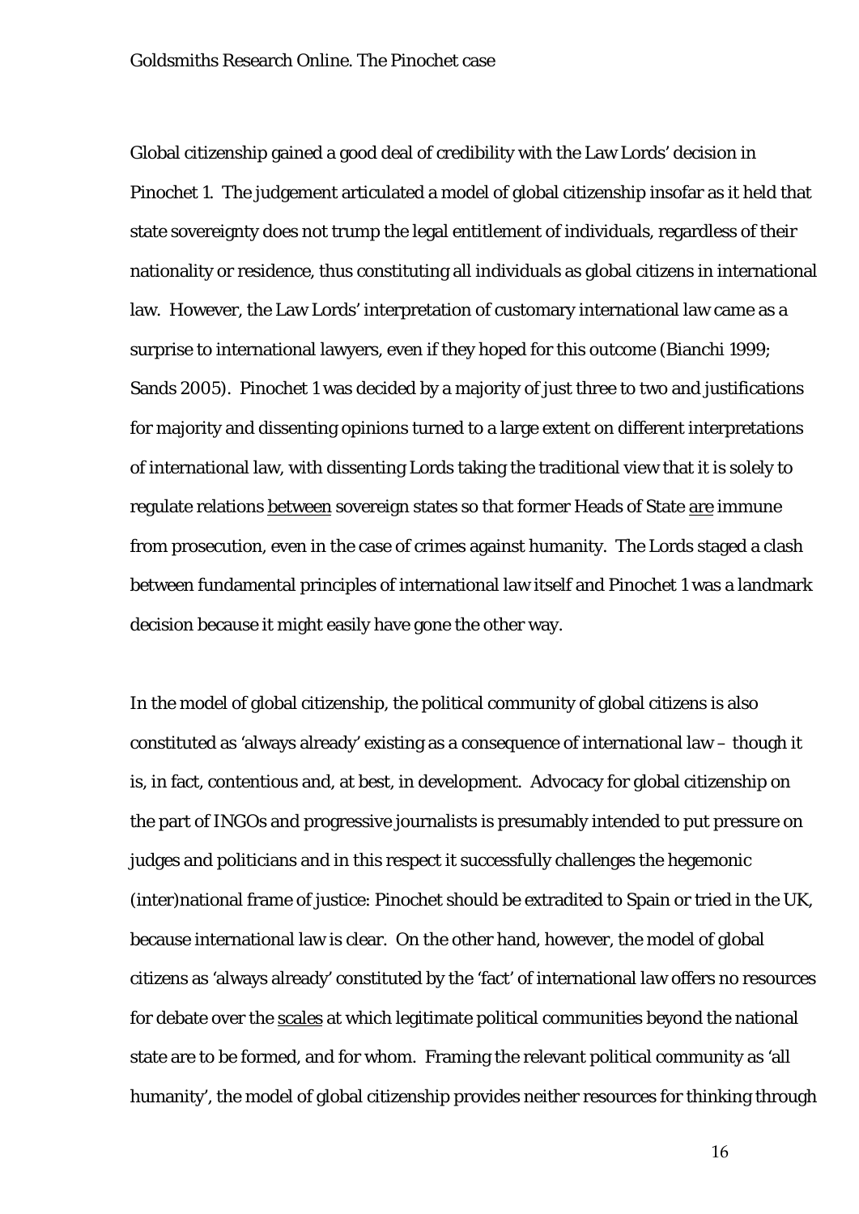Global citizenship gained a good deal of credibility with the Law Lords' decision in Pinochet 1. The judgement articulated a model of global citizenship insofar as it held that state sovereignty does not trump the legal entitlement of individuals, regardless of their nationality or residence, thus constituting all individuals as global citizens in international law. However, the Law Lords' interpretation of customary international law came as a surprise to international lawyers, even if they hoped for this outcome (Bianchi 1999; Sands 2005). Pinochet 1 was decided by a majority of just three to two and justifications for majority and dissenting opinions turned to a large extent on different interpretations of international law, with dissenting Lords taking the traditional view that it is solely to regulate relations <u>between</u> sovereign states so that former Heads of State <u>are</u> immune from prosecution, even in the case of crimes against humanity. The Lords staged a clash between fundamental principles of international law itself and Pinochet 1 was a landmark decision because it might easily have gone the other way.

In the model of global citizenship, the political community of global citizens is also constituted as 'always already' existing as a consequence of international law – though it is, in fact, contentious and, at best, in development. Advocacy for global citizenship on the part of INGOs and progressive journalists is presumably intended to put pressure on judges and politicians and in this respect it successfully challenges the hegemonic (inter)national frame of justice: Pinochet should be extradited to Spain or tried in the UK, because international law is clear. On the other hand, however, the model of global citizens as 'always already' constituted by the 'fact' of international law offers no resources for debate over the <u>scales</u> at which legitimate political communities beyond the national state are to be formed, and for whom. Framing the relevant political community as 'all humanity', the model of global citizenship provides neither resources for thinking through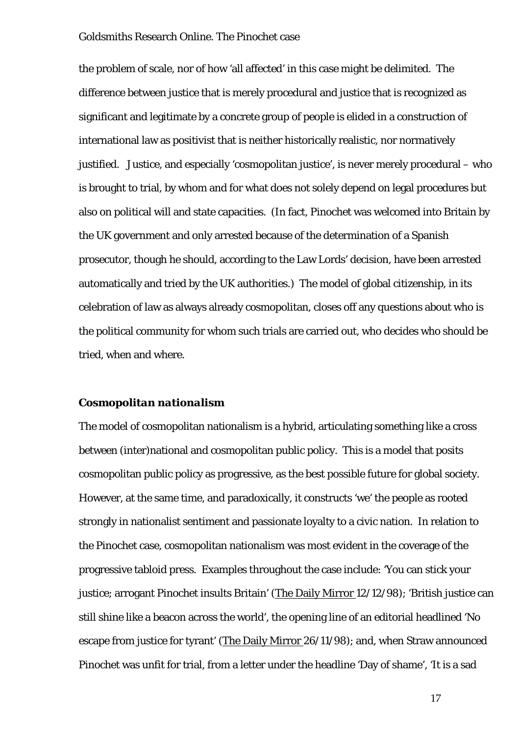the problem of scale, nor of how 'all affected' in this case might be delimited. The difference between justice that is merely procedural and justice that is recognized as significant and legitimate by a concrete group of people is elided in a construction of international law as positivist that is neither historically realistic, nor normatively justified. Justice, and especially 'cosmopolitan justice', is never merely procedural – who is brought to trial, by whom and for what does not solely depend on legal procedures but also on political will and state capacities. (In fact, Pinochet was welcomed into Britain by the UK government and only arrested because of the determination of a Spanish prosecutor, though he should, according to the Law Lords' decision, have been arrested automatically and tried by the UK authorities.) The model of global citizenship, in its celebration of law as always already cosmopolitan, closes off any questions about who is the political community for whom such trials are carried out, who decides who should be tried, when and where.

### *Cosmopolitan nationalism*

The model of cosmopolitan nationalism is a hybrid, articulating something like a cross between (inter)national and cosmopolitan public policy. This is a model that posits cosmopolitan public policy as progressive, as the best possible future for global society. However, at the same time, and paradoxically, it constructs 'we' the people as rooted strongly in nationalist sentiment and passionate loyalty to a civic nation. In relation to the Pinochet case, cosmopolitan nationalism was most evident in the coverage of the progressive tabloid press. Examples throughout the case include: 'You can stick your justice; arrogant Pinochet insults Britain' (The Daily Mirror 12/12/98); 'British justice can still shine like a beacon across the world', the opening line of an editorial headlined 'No escape from justice for tyrant' (The Daily Mirror 26/11/98); and, when Straw announced Pinochet was unfit for trial, from a letter under the headline 'Day of shame', 'It is a sad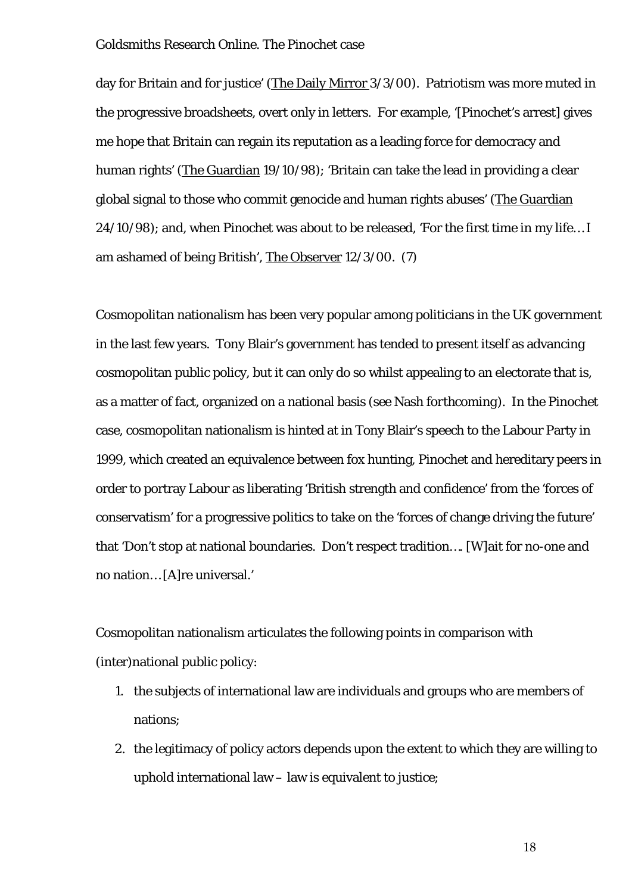day for Britain and for justice' (The Daily Mirror 3/3/00). Patriotism was more muted in the progressive broadsheets, overt only in letters. For example, '[Pinochet's arrest] gives me hope that Britain can regain its reputation as a leading force for democracy and human rights' (The Guardian 19/10/98); 'Britain can take the lead in providing a clear global signal to those who commit genocide and human rights abuses' (The Guardian 24/10/98); and, when Pinochet was about to be released, 'For the first time in my life… I am ashamed of being British', The Observer 12/3/00. (7)

Cosmopolitan nationalism has been very popular among politicians in the UK government in the last few years. Tony Blair's government has tended to present itself as advancing cosmopolitan public policy, but it can only do so whilst appealing to an electorate that is, as a matter of fact, organized on a national basis (see Nash forthcoming). In the Pinochet case, cosmopolitan nationalism is hinted at in Tony Blair's speech to the Labour Party in 1999, which created an equivalence between fox hunting, Pinochet and hereditary peers in order to portray Labour as liberating 'British strength and confidence' from the 'forces of conservatism' for a progressive politics to take on the 'forces of change driving the future' that 'Don't stop at national boundaries. Don't respect tradition…. [W]ait for no-one and no nation… [A]re universal.'

Cosmopolitan nationalism articulates the following points in comparison with (inter)national public policy:

1. the subjects of international law are individuals and groups who are members of nations;
2. the legitimacy of policy actors depends upon the extent to which they are willing to uphold international law – law is equivalent to justice;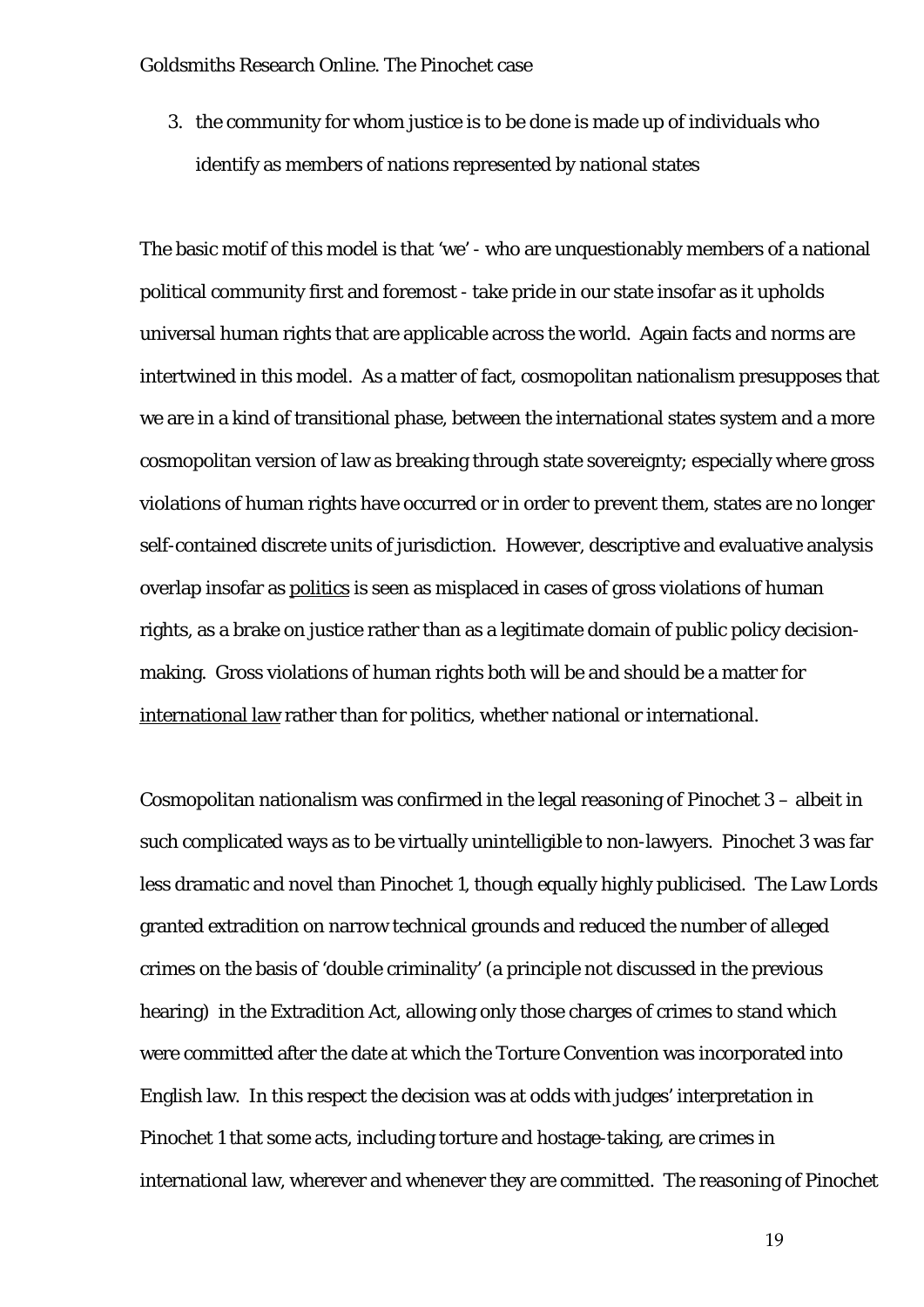3. the community for whom justice is to be done is made up of individuals who identify as members of nations represented by national states

The basic motif of this model is that 'we' - who are unquestionably members of a national political community first and foremost - take pride in our state insofar as it upholds universal human rights that are applicable across the world. Again facts and norms are intertwined in this model. As a matter of fact, cosmopolitan nationalism presupposes that we are in a kind of transitional phase, between the international states system and a more cosmopolitan version of law as breaking through state sovereignty; especially where gross violations of human rights have occurred or in order to prevent them, states are no longer self-contained discrete units of jurisdiction. However, descriptive and evaluative analysis overlap insofar as <u>politics</u> is seen as misplaced in cases of gross violations of human rights, as a brake on justice rather than as a legitimate domain of public policy decision-making. Gross violations of human rights both will be and should be a matter for <u>international law</u> rather than for politics, whether national or international.

Cosmopolitan nationalism was confirmed in the legal reasoning of Pinochet 3 – albeit in such complicated ways as to be virtually unintelligible to non-lawyers. Pinochet 3 was far less dramatic and novel than Pinochet 1, though equally highly publicised. The Law Lords granted extradition on narrow technical grounds and reduced the number of alleged crimes on the basis of 'double criminality' (a principle not discussed in the previous hearing) in the Extradition Act, allowing only those charges of crimes to stand which were committed after the date at which the Torture Convention was incorporated into English law. In this respect the decision was at odds with judges' interpretation in Pinochet 1 that some acts, including torture and hostage-taking, are crimes in international law, wherever and whenever they are committed. The reasoning of Pinochet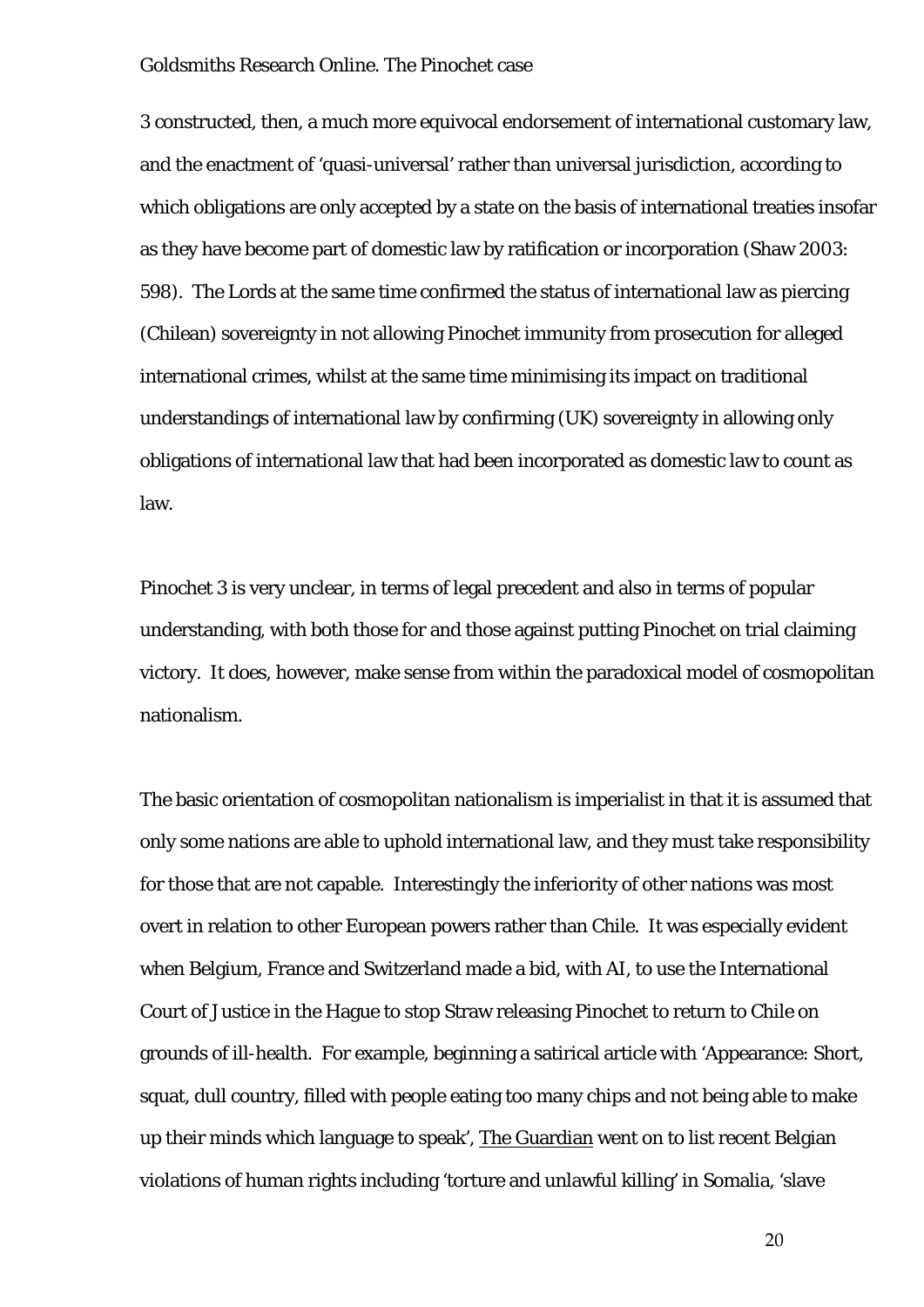3 constructed, then, a much more equivocal endorsement of international customary law, and the enactment of 'quasi-universal' rather than universal jurisdiction, according to which obligations are only accepted by a state on the basis of international treaties insofar as they have become part of domestic law by ratification or incorporation (Shaw 2003: 598). The Lords at the same time confirmed the status of international law as piercing (Chilean) sovereignty in not allowing Pinochet immunity from prosecution for alleged international crimes, whilst at the same time minimising its impact on traditional understandings of international law by confirming (UK) sovereignty in allowing only obligations of international law that had been incorporated as domestic law to count as law.

Pinochet 3 is very unclear, in terms of legal precedent and also in terms of popular understanding, with both those for and those against putting Pinochet on trial claiming victory. It does, however, make sense from within the paradoxical model of cosmopolitan nationalism.

The basic orientation of cosmopolitan nationalism is imperialist in that it is assumed that only some nations are able to uphold international law, and they must take responsibility for those that are not capable. Interestingly the inferiority of other nations was most overt in relation to other European powers rather than Chile. It was especially evident when Belgium, France and Switzerland made a bid, with AI, to use the International Court of Justice in the Hague to stop Straw releasing Pinochet to return to Chile on grounds of ill-health. For example, beginning a satirical article with 'Appearance: Short, squat, dull country, filled with people eating too many chips and not being able to make up their minds which language to speak', The Guardian went on to list recent Belgian violations of human rights including 'torture and unlawful killing' in Somalia, 'slave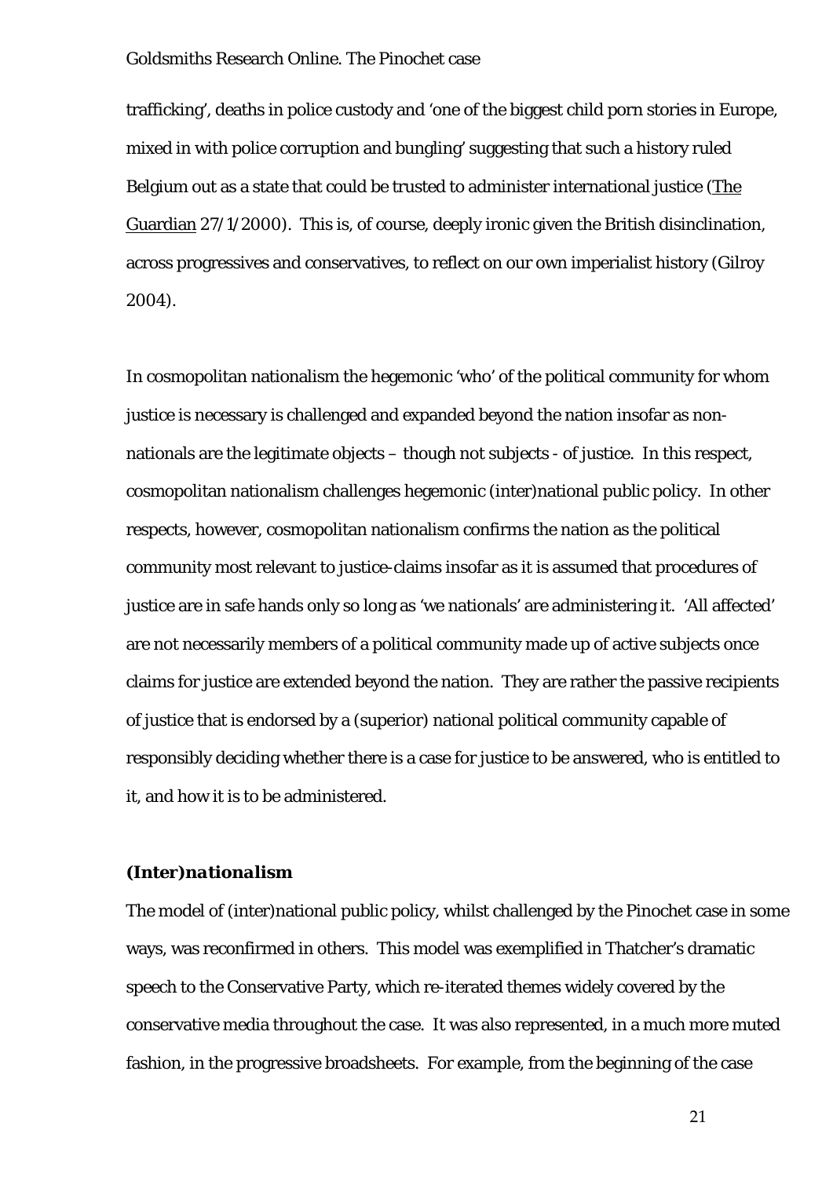trafficking', deaths in police custody and 'one of the biggest child porn stories in Europe, mixed in with police corruption and bungling' suggesting that such a history ruled Belgium out as a state that could be trusted to administer international justice (The Guardian 27/1/2000). This is, of course, deeply ironic given the British disinclination, across progressives and conservatives, to reflect on our own imperialist history (Gilroy 2004).

In cosmopolitan nationalism the hegemonic 'who' of the political community for whom justice is necessary is challenged and expanded beyond the nation insofar as non-nationals are the legitimate objects – though not subjects - of justice. In this respect, cosmopolitan nationalism challenges hegemonic (inter)national public policy. In other respects, however, cosmopolitan nationalism confirms the nation as the political community most relevant to justice-claims insofar as it is assumed that procedures of justice are in safe hands only so long as 'we nationals' are administering it. 'All affected' are not necessarily members of a political community made up of active subjects once claims for justice are extended beyond the nation. They are rather the passive recipients of justice that is endorsed by a (superior) national political community capable of responsibly deciding whether there is a case for justice to be answered, who is entitled to it, and how it is to be administered.

### *(Inter)nationalism*

The model of (inter)national public policy, whilst challenged by the Pinochet case in some ways, was reconfirmed in others. This model was exemplified in Thatcher's dramatic speech to the Conservative Party, which re-iterated themes widely covered by the conservative media throughout the case. It was also represented, in a much more muted fashion, in the progressive broadsheets. For example, from the beginning of the case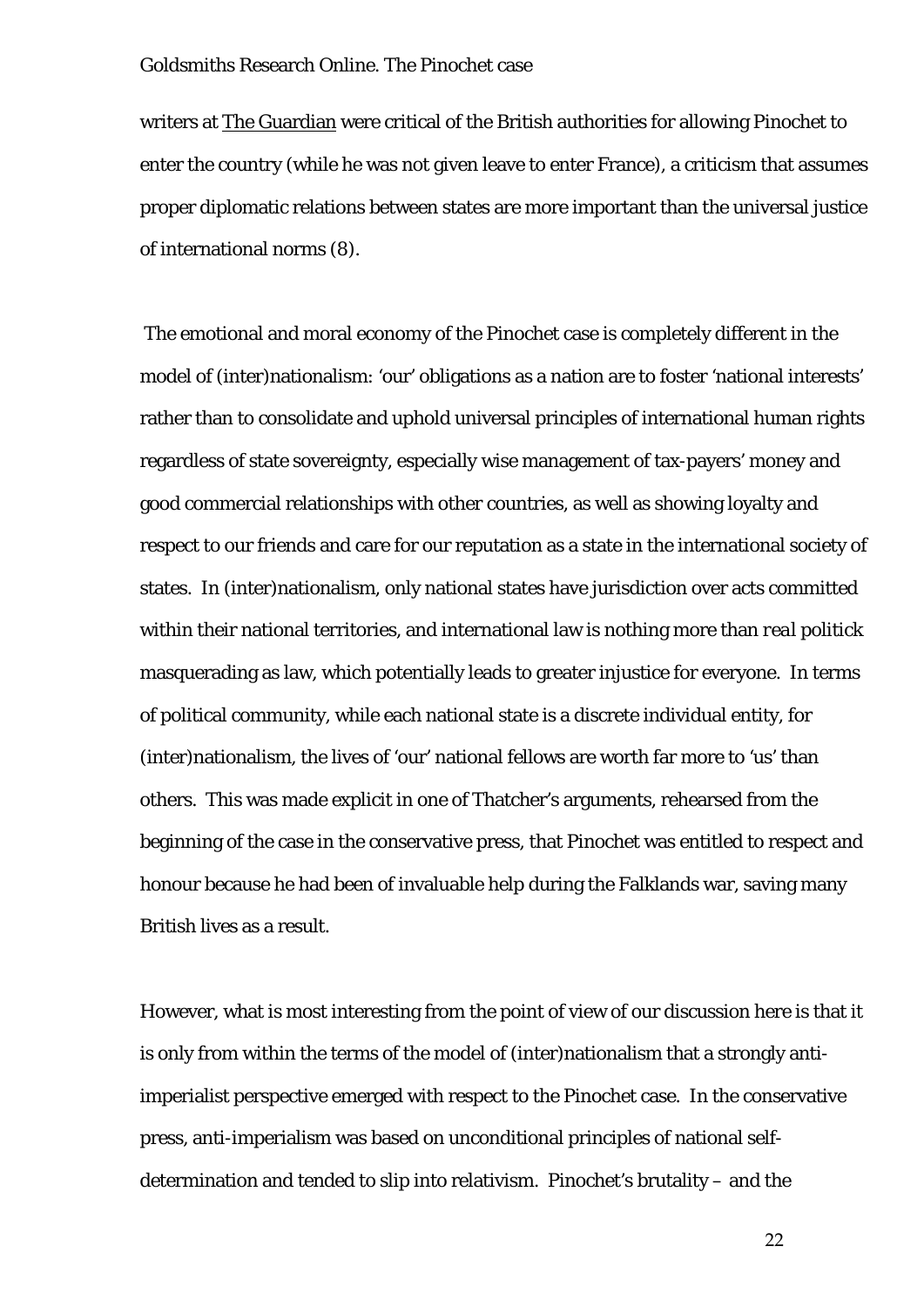writers at The Guardian were critical of the British authorities for allowing Pinochet to enter the country (while he was not given leave to enter France), a criticism that assumes proper diplomatic relations between states are more important than the universal justice of international norms (8).

The emotional and moral economy of the Pinochet case is completely different in the model of (inter)nationalism: 'our' obligations as a nation are to foster 'national interests' rather than to consolidate and uphold universal principles of international human rights regardless of state sovereignty, especially wise management of tax-payers' money and good commercial relationships with other countries, as well as showing loyalty and respect to our friends and care for our reputation as a state in the international society of states. In (inter)nationalism, only national states have jurisdiction over acts committed within their national territories, and international law is nothing more than *real politick* masquerading as law, which potentially leads to greater injustice for everyone. In terms of political community, while each national state is a discrete individual entity, for (inter)nationalism, the lives of 'our' national fellows are worth far more to 'us' than others. This was made explicit in one of Thatcher's arguments, rehearsed from the beginning of the case in the conservative press, that Pinochet was entitled to respect and honour because he had been of invaluable help during the Falklands war, saving many British lives as a result.

However, what is most interesting from the point of view of our discussion here is that it is only from within the terms of the model of (inter)nationalism that a strongly anti-imperialist perspective emerged with respect to the Pinochet case. In the conservative press, anti-imperialism was based on unconditional principles of national self-determination and tended to slip into relativism. Pinochet's brutality – and the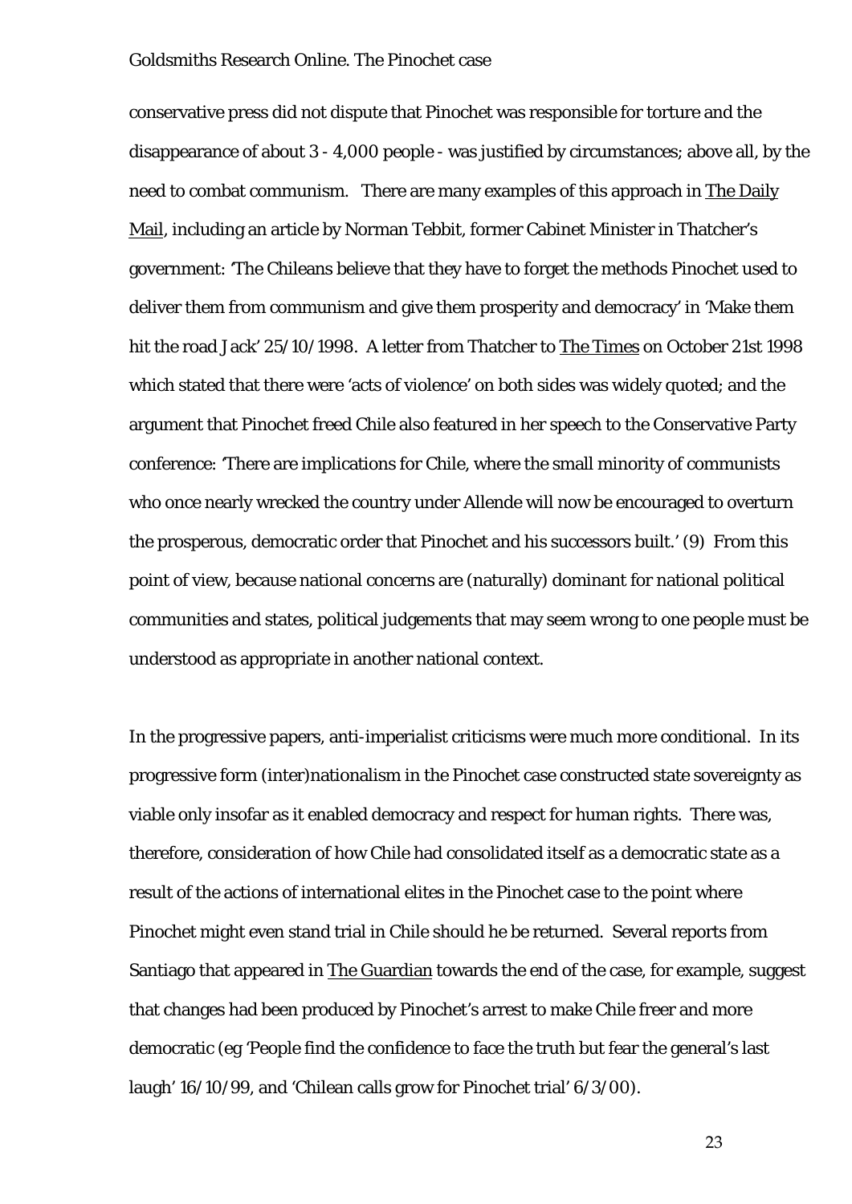conservative press did not dispute that Pinochet was responsible for torture and the disappearance of about 3 - 4,000 people - was justified by circumstances; above all, by the need to combat communism. There are many examples of this approach in The Daily Mail, including an article by Norman Tebbit, former Cabinet Minister in Thatcher's government: 'The Chileans believe that they have to forget the methods Pinochet used to deliver them from communism and give them prosperity and democracy' in 'Make them hit the road Jack' 25/10/1998. A letter from Thatcher to The Times on October 21st 1998 which stated that there were 'acts of violence' on both sides was widely quoted; and the argument that Pinochet freed Chile also featured in her speech to the Conservative Party conference: 'There are implications for Chile, where the small minority of communists who once nearly wrecked the country under Allende will now be encouraged to overturn the prosperous, democratic order that Pinochet and his successors built.' (9) From this point of view, because national concerns are (naturally) dominant for national political communities and states, political judgements that may seem wrong to one people must be understood as appropriate in another national context.

In the progressive papers, anti-imperialist criticisms were much more conditional. In its progressive form (inter)nationalism in the Pinochet case constructed state sovereignty as viable only insofar as it enabled democracy and respect for human rights. There was, therefore, consideration of how Chile had consolidated itself as a democratic state as a result of the actions of international elites in the Pinochet case to the point where Pinochet might even stand trial in Chile should he be returned. Several reports from Santiago that appeared in The Guardian towards the end of the case, for example, suggest that changes had been produced by Pinochet's arrest to make Chile freer and more democratic (eg 'People find the confidence to face the truth but fear the general's last laugh' 16/10/99, and 'Chilean calls grow for Pinochet trial' 6/3/00).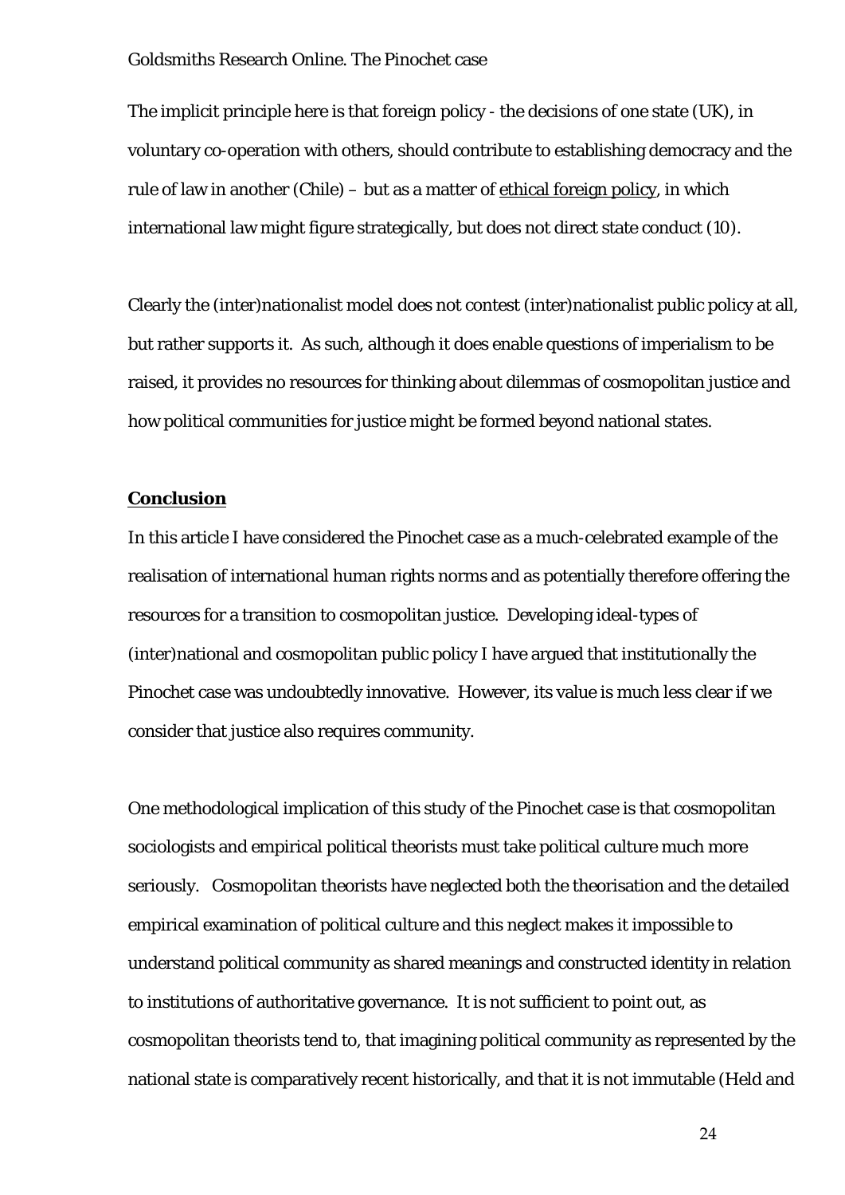The implicit principle here is that foreign policy - the decisions of one state (UK), in voluntary co-operation with others, should contribute to establishing democracy and the rule of law in another (Chile) – but as a matter of ethical foreign policy, in which international law might figure strategically, but does not direct state conduct (10).

Clearly the (inter)nationalist model does not contest (inter)nationalist public policy at all, but rather supports it. As such, although it does enable questions of imperialism to be raised, it provides no resources for thinking about dilemmas of cosmopolitan justice and how political communities for justice might be formed beyond national states.

## **Conclusion**

In this article I have considered the Pinochet case as a much-celebrated example of the realisation of international human rights norms and as potentially therefore offering the resources for a transition to cosmopolitan justice. Developing ideal-types of (inter)national and cosmopolitan public policy I have argued that institutionally the Pinochet case was undoubtedly innovative. However, its value is much less clear if we consider that justice also requires community.

One methodological implication of this study of the Pinochet case is that cosmopolitan sociologists and empirical political theorists must take political culture much more seriously. Cosmopolitan theorists have neglected both the theorisation and the detailed empirical examination of political culture and this neglect makes it impossible to understand political community as shared meanings and constructed identity in relation to institutions of authoritative governance. It is not sufficient to point out, as cosmopolitan theorists tend to, that imagining political community as represented by the national state is comparatively recent historically, and that it is not immutable (Held and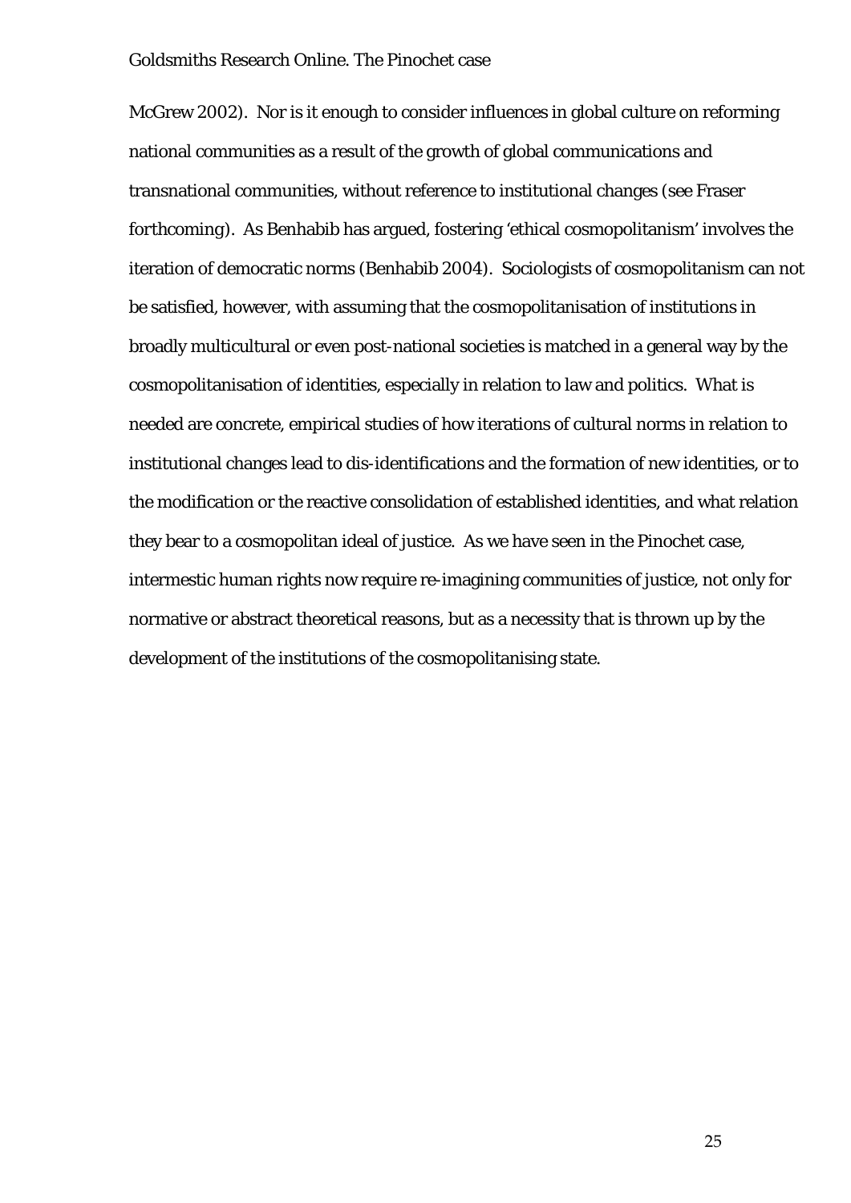McGrew 2002). Nor is it enough to consider influences in global culture on reforming national communities as a result of the growth of global communications and transnational communities, without reference to institutional changes (see Fraser forthcoming). As Benhabib has argued, fostering 'ethical cosmopolitanism' involves the iteration of democratic norms (Benhabib 2004). Sociologists of cosmopolitanism can not be satisfied, however, with assuming that the cosmopolitanisation of institutions in broadly multicultural or even post-national societies is matched in a general way by the cosmopolitanisation of identities, especially in relation to law and politics. What is needed are concrete, empirical studies of how iterations of cultural norms in relation to institutional changes lead to dis-identifications and the formation of new identities, or to the modification or the reactive consolidation of established identities, and what relation they bear to a cosmopolitan ideal of justice. As we have seen in the Pinochet case, intermestic human rights now require re-imagining communities of justice, not only for normative or abstract theoretical reasons, but as a necessity that is thrown up by the development of the institutions of the cosmopolitanising state.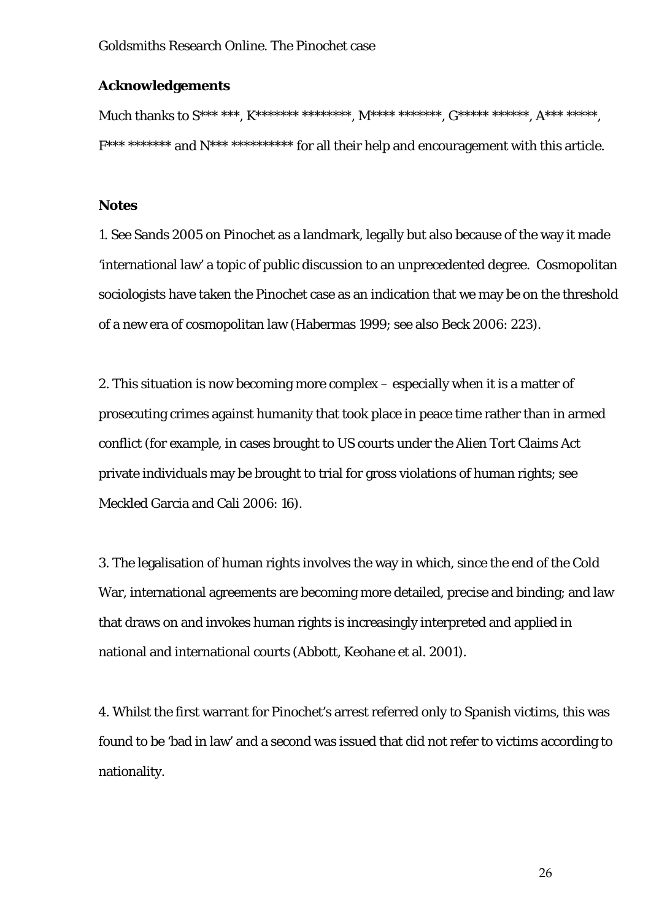**Acknowledgements**

Much thanks to S*** ***, K******* ********, M**** *******, G***** ******, A*** *****, F*** ******* and N*** ********** for all their help and encouragement with this article.

**Notes**

1. See Sands 2005 on Pinochet as a landmark, legally but also because of the way it made 'international law' a topic of public discussion to an unprecedented degree. Cosmopolitan sociologists have taken the Pinochet case as an indication that we may be on the threshold of a new era of cosmopolitan law (Habermas 1999; see also Beck 2006: 223).

2. This situation is now becoming more complex – especially when it is a matter of prosecuting crimes against humanity that took place in peace time rather than in armed conflict (for example, in cases brought to US courts under the Alien Tort Claims Act private individuals may be brought to trial for gross violations of human rights; see Meckled Garcia and Cali 2006: 16).

3. The legalisation of human rights involves the way in which, since the end of the Cold War, international agreements are becoming more detailed, precise and binding; and law that draws on and invokes human rights is increasingly interpreted and applied in national and international courts (Abbott, Keohane et al. 2001).

4. Whilst the first warrant for Pinochet's arrest referred only to Spanish victims, this was found to be 'bad in law' and a second was issued that did not refer to victims according to nationality.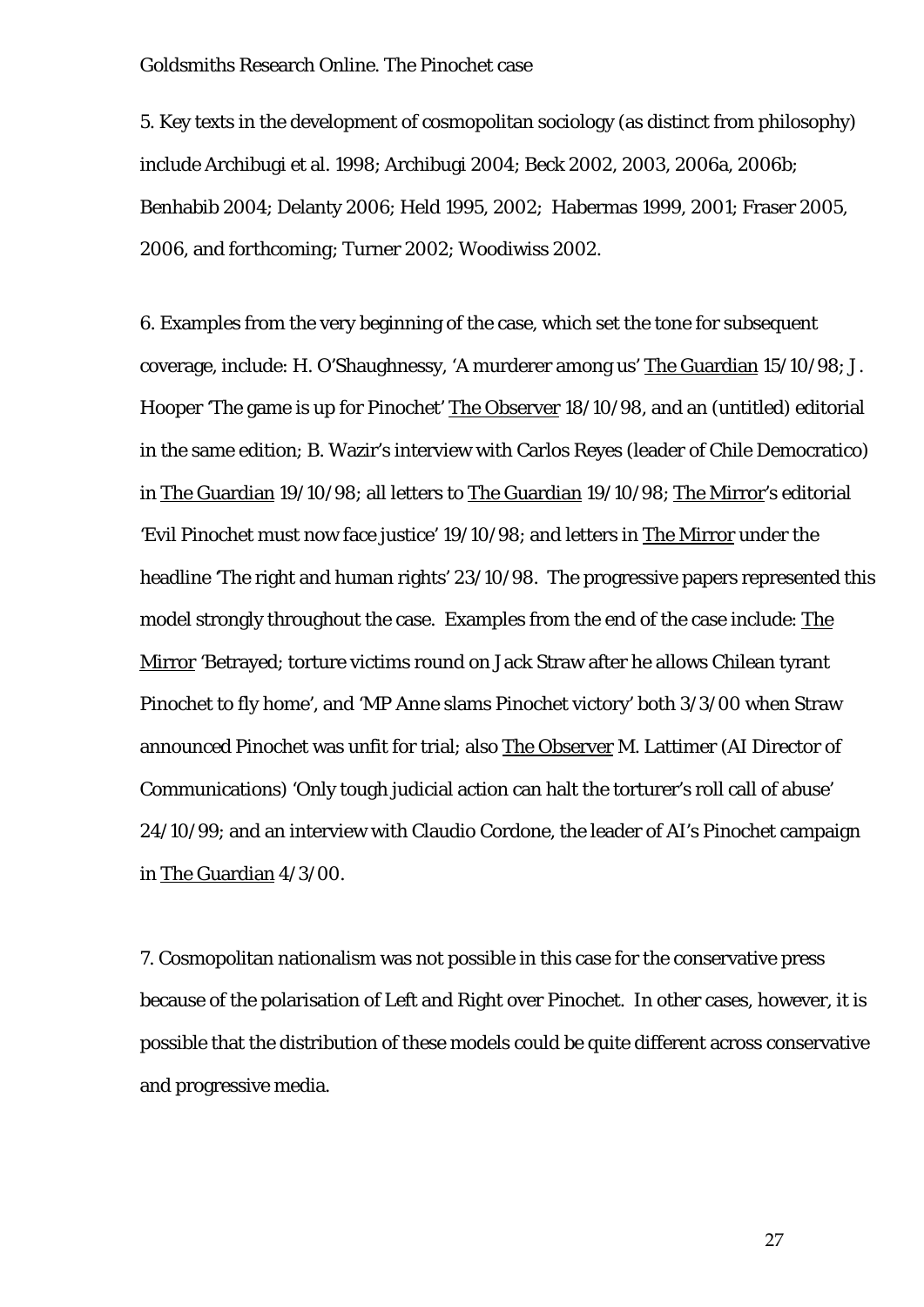5. Key texts in the development of cosmopolitan sociology (as distinct from philosophy) include Archibugi et al. 1998; Archibugi 2004; Beck 2002, 2003, 2006a, 2006b; Benhabib 2004; Delanty 2006; Held 1995, 2002; Habermas 1999, 2001; Fraser 2005, 2006, and forthcoming; Turner 2002; Woodiwiss 2002.

6. Examples from the very beginning of the case, which set the tone for subsequent coverage, include: H. O'Shaughnessy, 'A murderer among us' The Guardian 15/10/98; J. Hooper 'The game is up for Pinochet' The Observer 18/10/98, and an (untitled) editorial in the same edition; B. Wazir's interview with Carlos Reyes (leader of Chile Democratico) in The Guardian 19/10/98; all letters to The Guardian 19/10/98; The Mirror's editorial 'Evil Pinochet must now face justice' 19/10/98; and letters in The Mirror under the headline 'The right and human rights' 23/10/98. The progressive papers represented this model strongly throughout the case. Examples from the end of the case include: The Mirror 'Betrayed; torture victims round on Jack Straw after he allows Chilean tyrant Pinochet to fly home', and 'MP Anne slams Pinochet victory' both 3/3/00 when Straw announced Pinochet was unfit for trial; also The Observer M. Lattimer (AI Director of Communications) 'Only tough judicial action can halt the torturer's roll call of abuse' 24/10/99; and an interview with Claudio Cordone, the leader of AI's Pinochet campaign in The Guardian 4/3/00.

7. Cosmopolitan nationalism was not possible in this case for the conservative press because of the polarisation of Left and Right over Pinochet. In other cases, however, it is possible that the distribution of these models could be quite different across conservative and progressive media.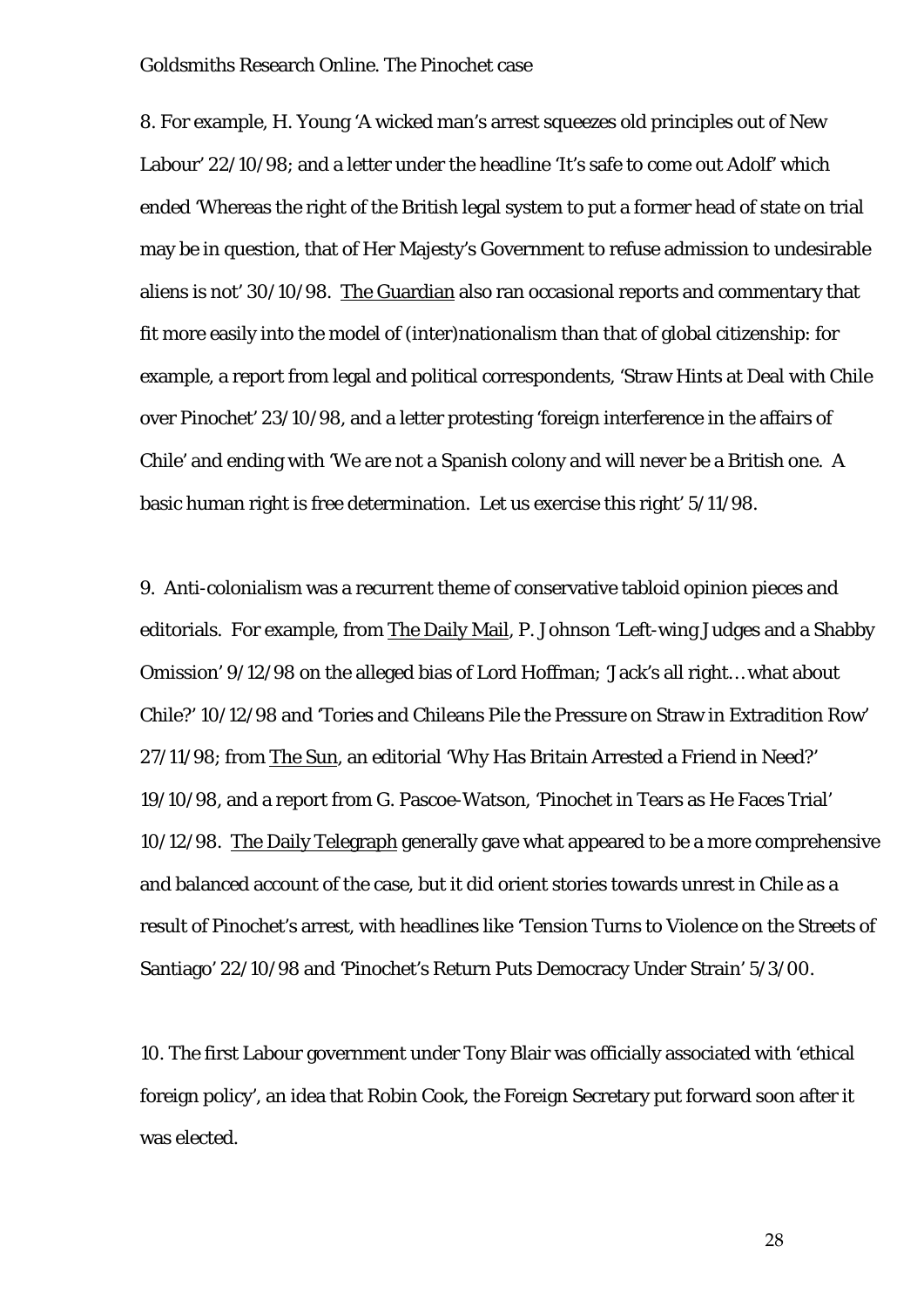8. For example, H. Young 'A wicked man's arrest squeezes old principles out of New Labour' 22/10/98; and a letter under the headline 'It's safe to come out Adolf' which ended 'Whereas the right of the British legal system to put a former head of state on trial may be in question, that of Her Majesty's Government to refuse admission to undesirable aliens is not' 30/10/98. The Guardian also ran occasional reports and commentary that fit more easily into the model of (inter)nationalism than that of global citizenship: for example, a report from legal and political correspondents, 'Straw Hints at Deal with Chile over Pinochet' 23/10/98, and a letter protesting 'foreign interference in the affairs of Chile' and ending with 'We are not a Spanish colony and will never be a British one. A basic human right is free determination. Let us exercise this right' 5/11/98.

9. Anti-colonialism was a recurrent theme of conservative tabloid opinion pieces and editorials. For example, from The Daily Mail, P. Johnson 'Left-wing Judges and a Shabby Omission' 9/12/98 on the alleged bias of Lord Hoffman; 'Jack's all right… what about Chile?' 10/12/98 and 'Tories and Chileans Pile the Pressure on Straw in Extradition Row' 27/11/98; from The Sun, an editorial 'Why Has Britain Arrested a Friend in Need?' 19/10/98, and a report from G. Pascoe-Watson, 'Pinochet in Tears as He Faces Trial' 10/12/98. The Daily Telegraph generally gave what appeared to be a more comprehensive and balanced account of the case, but it did orient stories towards unrest in Chile as a result of Pinochet's arrest, with headlines like 'Tension Turns to Violence on the Streets of Santiago' 22/10/98 and 'Pinochet's Return Puts Democracy Under Strain' 5/3/00.

10. The first Labour government under Tony Blair was officially associated with 'ethical foreign policy', an idea that Robin Cook, the Foreign Secretary put forward soon after it was elected.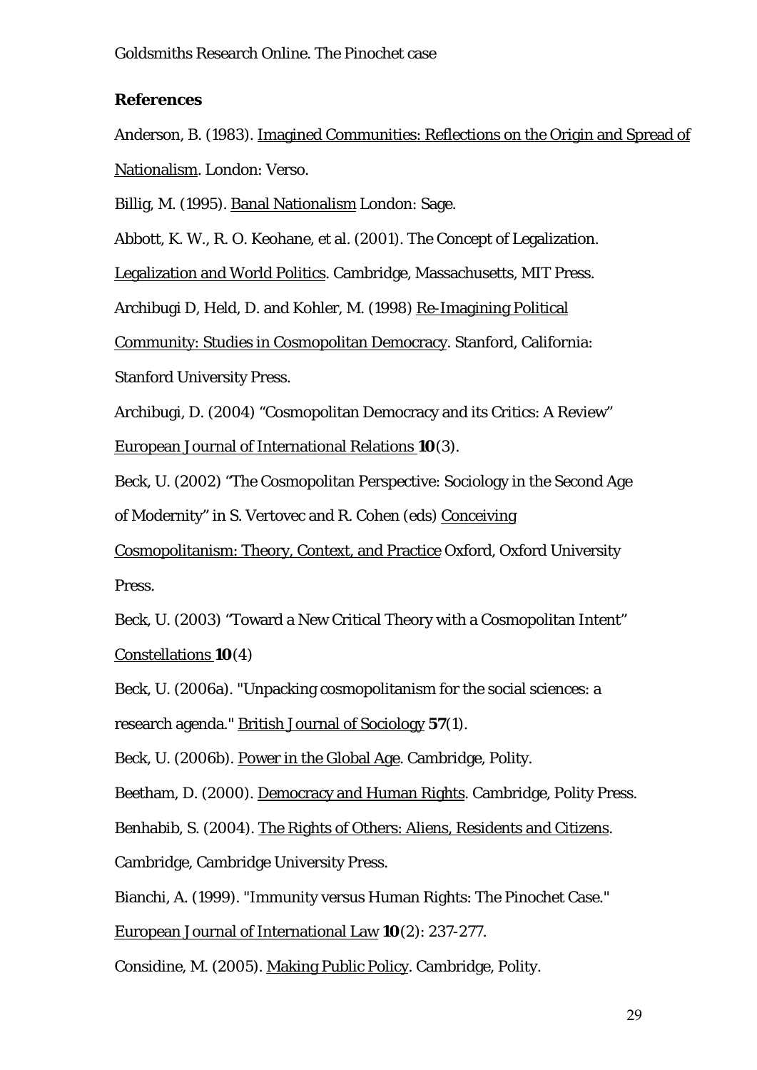## References

Anderson, B. (1983). Imagined Communities: Reflections on the Origin and Spread of Nationalism. London: Verso.

Billig, M. (1995). Banal Nationalism London: Sage.

Abbott, K. W., R. O. Keohane, et al. (2001). The Concept of Legalization. Legalization and World Politics. Cambridge, Massachusetts, MIT Press.

Archibugi D, Held, D. and Kohler, M. (1998) Re-Imagining Political Community: Studies in Cosmopolitan Democracy. Stanford, California: Stanford University Press.

Archibugi, D. (2004) "Cosmopolitan Democracy and its Critics: A Review" European Journal of International Relations **10**(3).

Beck, U. (2002) "The Cosmopolitan Perspective: Sociology in the Second Age of Modernity" in S. Vertovec and R. Cohen (eds) Conceiving Cosmopolitanism: Theory, Context, and Practice Oxford, Oxford University Press.

Beck, U. (2003) "Toward a New Critical Theory with a Cosmopolitan Intent" Constellations **10**(4)

Beck, U. (2006a). "Unpacking cosmopolitanism for the social sciences: a research agenda." British Journal of Sociology **57**(1).

Beck, U. (2006b). Power in the Global Age. Cambridge, Polity.

Beetham, D. (2000). Democracy and Human Rights. Cambridge, Polity Press.

Benhabib, S. (2004). The Rights of Others: Aliens, Residents and Citizens. Cambridge, Cambridge University Press.

Bianchi, A. (1999). "Immunity versus Human Rights: The Pinochet Case." European Journal of International Law **10**(2): 237-277.

Considine, M. (2005). Making Public Policy. Cambridge, Polity.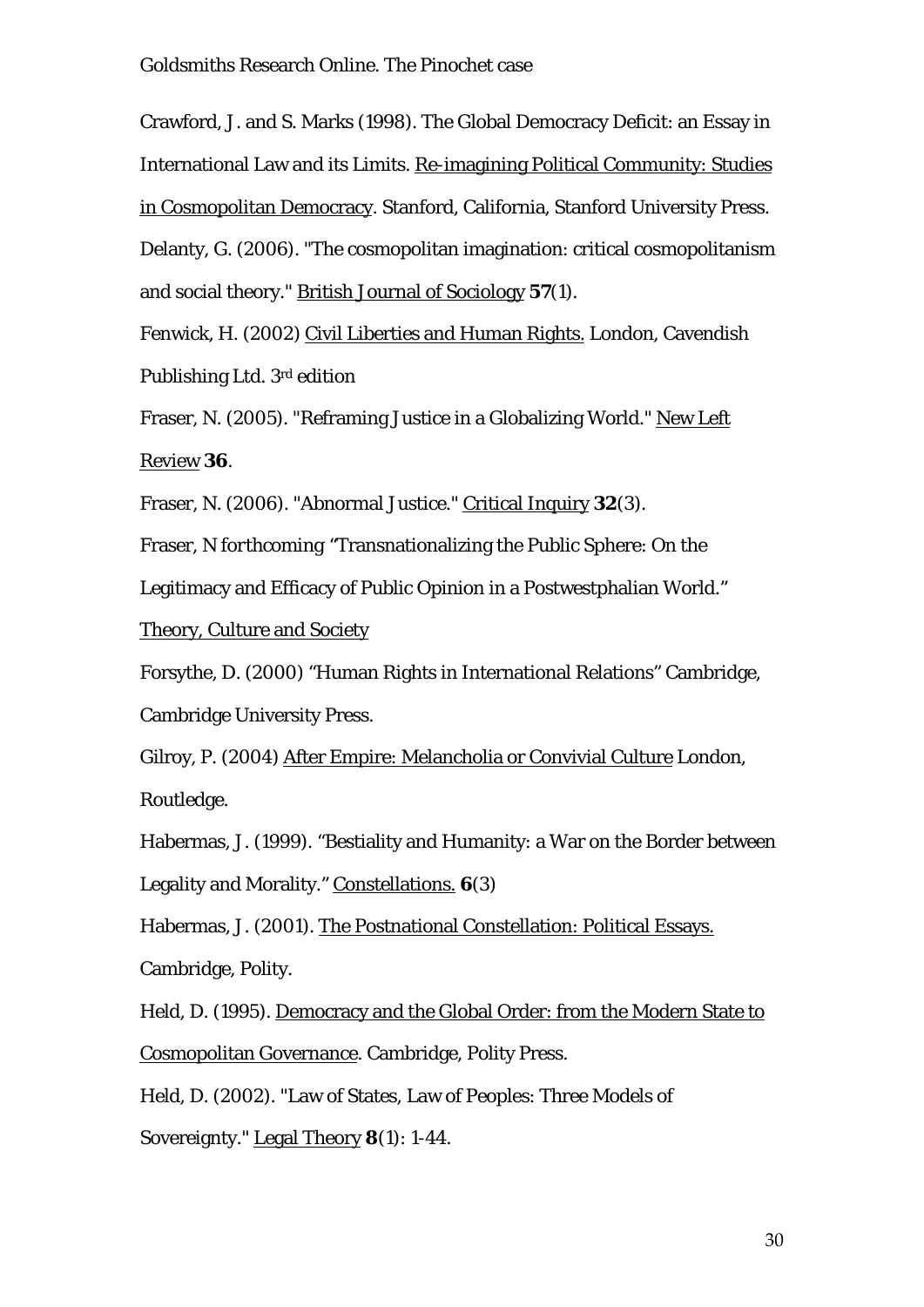Crawford, J. and S. Marks (1998). The Global Democracy Deficit: an Essay in International Law and its Limits. Re-imagining Political Community: Studies in Cosmopolitan Democracy. Stanford, California, Stanford University Press.

Delanty, G. (2006). "The cosmopolitan imagination: critical cosmopolitanism and social theory." British Journal of Sociology **57**(1).

Fenwick, H. (2002) Civil Liberties and Human Rights. London, Cavendish Publishing Ltd. 3rd edition

Fraser, N. (2005). "Reframing Justice in a Globalizing World." New Left Review **36**.

Fraser, N. (2006). "Abnormal Justice." Critical Inquiry **32**(3).

Fraser, N forthcoming "Transnationalizing the Public Sphere: On the Legitimacy and Efficacy of Public Opinion in a Postwestphalian World." Theory, Culture and Society

Forsythe, D. (2000) "Human Rights in International Relations" Cambridge, Cambridge University Press.

Gilroy, P. (2004) After Empire: Melancholia or Convivial Culture London, Routledge.

Habermas, J. (1999). "Bestiality and Humanity: a War on the Border between Legality and Morality." Constellations. **6**(3)

Habermas, J. (2001). The Postnational Constellation: Political Essays. Cambridge, Polity.

Held, D. (1995). Democracy and the Global Order: from the Modern State to Cosmopolitan Governance. Cambridge, Polity Press.

Held, D. (2002). "Law of States, Law of Peoples: Three Models of Sovereignty." Legal Theory **8**(1): 1-44.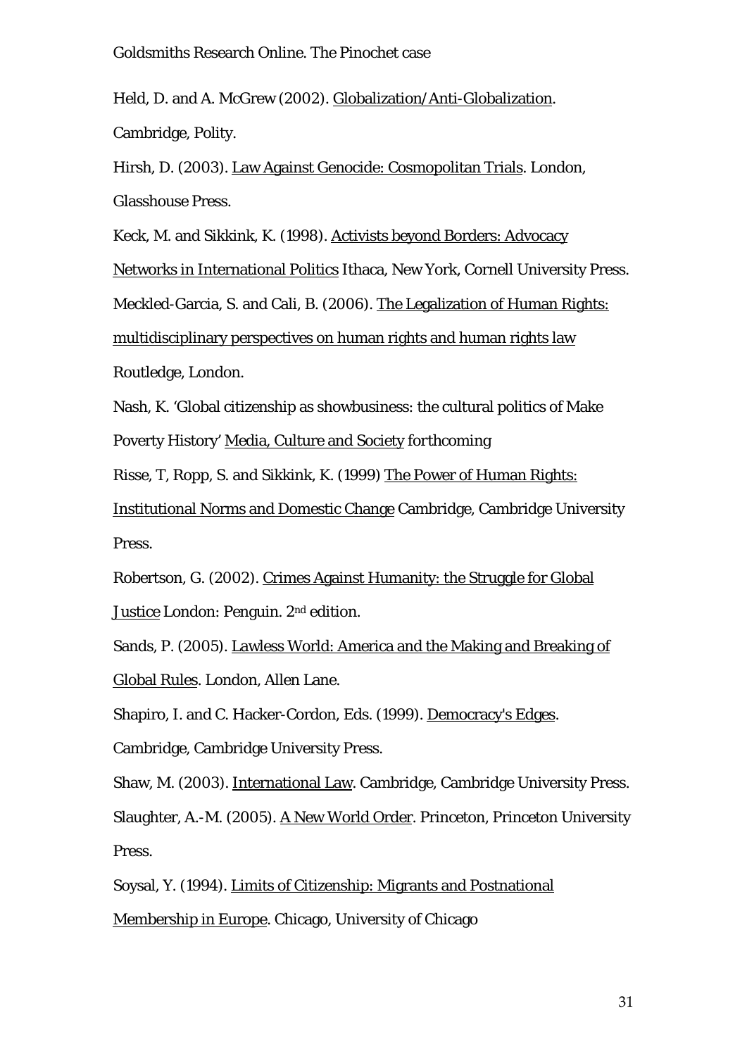Held, D. and A. McGrew (2002). Globalization/Anti-Globalization. Cambridge, Polity.

Hirsh, D. (2003). Law Against Genocide: Cosmopolitan Trials. London, Glasshouse Press.

Keck, M. and Sikkink, K. (1998). Activists beyond Borders: Advocacy Networks in International Politics Ithaca, New York, Cornell University Press.

Meckled-Garcia, S. and Cali, B. (2006). The Legalization of Human Rights: multidisciplinary perspectives on human rights and human rights law Routledge, London.

Nash, K. 'Global citizenship as showbusiness: the cultural politics of Make Poverty History' Media, Culture and Society forthcoming

Risse, T, Ropp, S. and Sikkink, K. (1999) The Power of Human Rights: Institutional Norms and Domestic Change Cambridge, Cambridge University Press.

Robertson, G. (2002). Crimes Against Humanity: the Struggle for Global Justice London: Penguin. 2nd edition.

Sands, P. (2005). Lawless World: America and the Making and Breaking of Global Rules. London, Allen Lane.

Shapiro, I. and C. Hacker-Cordon, Eds. (1999). Democracy's Edges. Cambridge, Cambridge University Press.

Shaw, M. (2003). International Law. Cambridge, Cambridge University Press.

Slaughter, A.-M. (2005). A New World Order. Princeton, Princeton University Press.

Soysal, Y. (1994). Limits of Citizenship: Migrants and Postnational Membership in Europe. Chicago, University of Chicago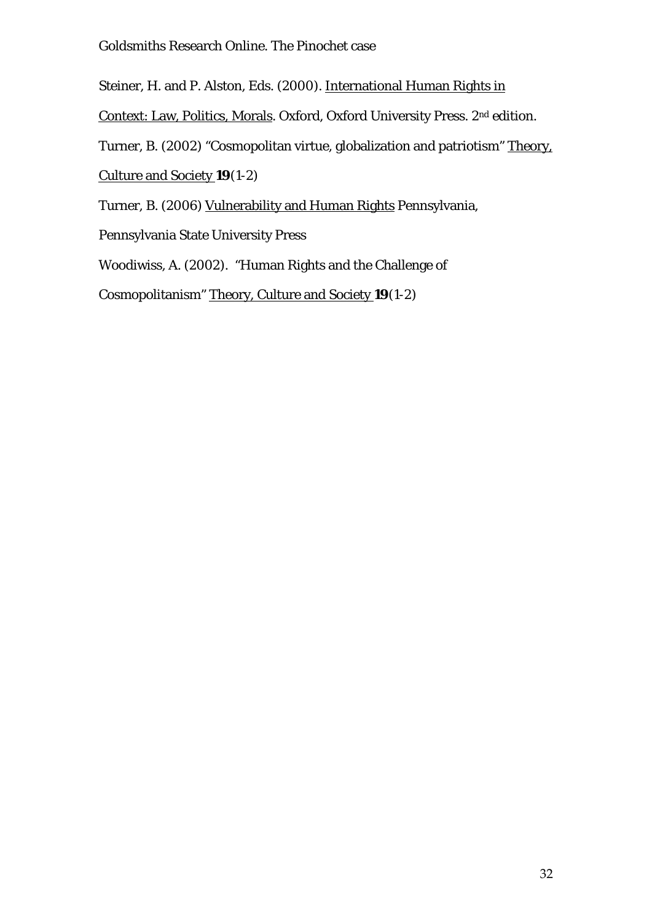Steiner, H. and P. Alston, Eds. (2000). International Human Rights in Context: Law, Politics, Morals. Oxford, Oxford University Press. 2nd edition.

Turner, B. (2002) "Cosmopolitan virtue, globalization and patriotism" Theory, Culture and Society **19**(1-2)

Turner, B. (2006) Vulnerability and Human Rights Pennsylvania, Pennsylvania State University Press

Woodiwiss, A. (2002). "Human Rights and the Challenge of Cosmopolitanism" Theory, Culture and Society **19**(1-2)